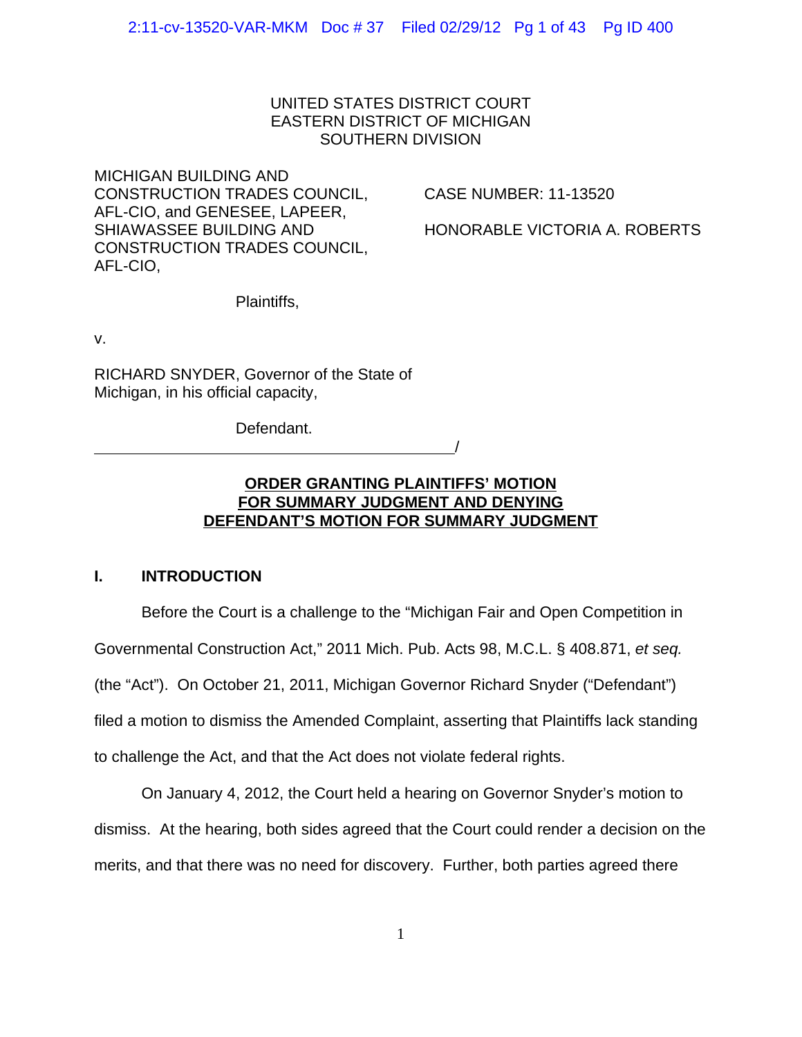UNITED STATES DISTRICT COURT
EASTERN DISTRICT OF MICHIGAN
SOUTHERN DIVISION

MICHIGAN BUILDING AND CONSTRUCTION TRADES COUNCIL, AFL-CIO, and GENESEE, LAPEER, SHIAWASSEE BUILDING AND CONSTRUCTION TRADES COUNCIL, AFL-CIO,

Plaintiffs,

CASE NUMBER: 11-13520

HONORABLE VICTORIA A. ROBERTS

v.

RICHARD SNYDER, Governor of the State of Michigan, in his official capacity,

Defendant.
_______________________________________/

**ORDER GRANTING PLAINTIFFS' MOTION FOR SUMMARY JUDGMENT AND DENYING DEFENDANT'S MOTION FOR SUMMARY JUDGMENT**

## I. INTRODUCTION

Before the Court is a challenge to the "Michigan Fair and Open Competition in Governmental Construction Act," 2011 Mich. Pub. Acts 98, M.C.L. § 408.871, *et seq.* (the "Act"). On October 21, 2011, Michigan Governor Richard Snyder ("Defendant") filed a motion to dismiss the Amended Complaint, asserting that Plaintiffs lack standing to challenge the Act, and that the Act does not violate federal rights.

On January 4, 2012, the Court held a hearing on Governor Snyder's motion to dismiss. At the hearing, both sides agreed that the Court could render a decision on the merits, and that there was no need for discovery. Further, both parties agreed there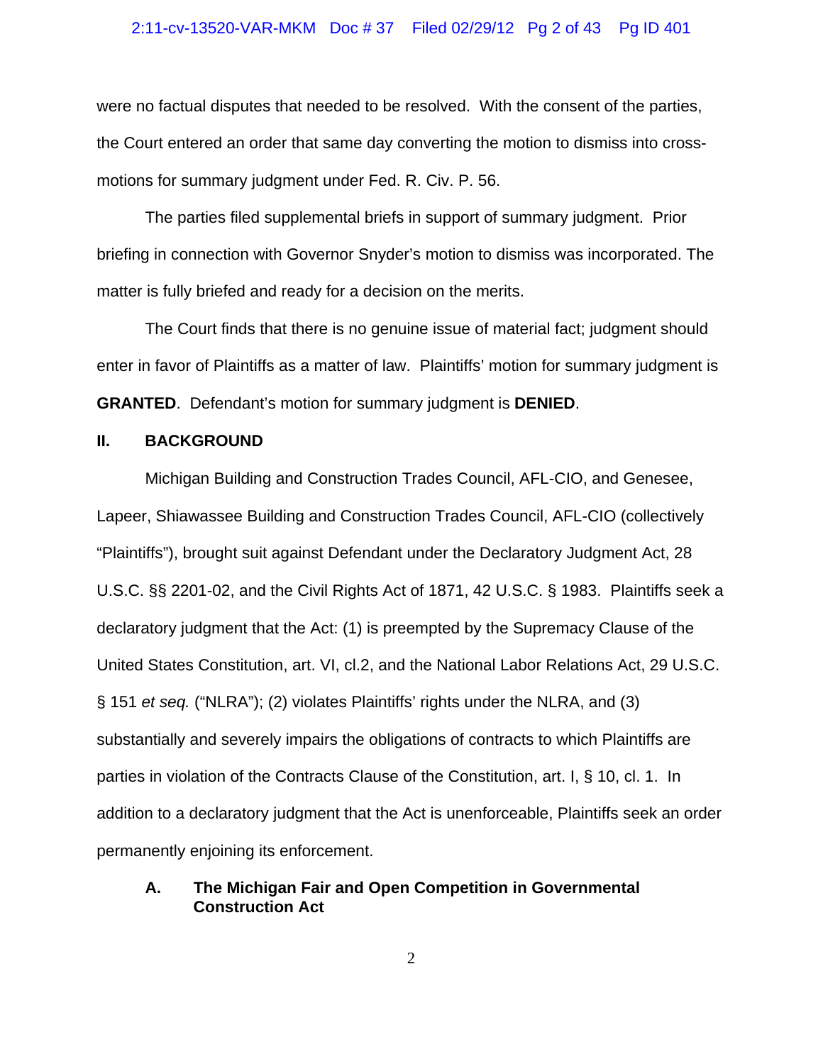were no factual disputes that needed to be resolved. With the consent of the parties, the Court entered an order that same day converting the motion to dismiss into cross-motions for summary judgment under Fed. R. Civ. P. 56.

The parties filed supplemental briefs in support of summary judgment. Prior briefing in connection with Governor Snyder's motion to dismiss was incorporated. The matter is fully briefed and ready for a decision on the merits.

The Court finds that there is no genuine issue of material fact; judgment should enter in favor of Plaintiffs as a matter of law. Plaintiffs' motion for summary judgment is **GRANTED**. Defendant's motion for summary judgment is **DENIED**.

## II. BACKGROUND

Michigan Building and Construction Trades Council, AFL-CIO, and Genesee, Lapeer, Shiawassee Building and Construction Trades Council, AFL-CIO (collectively "Plaintiffs"), brought suit against Defendant under the Declaratory Judgment Act, 28 U.S.C. §§ 2201-02, and the Civil Rights Act of 1871, 42 U.S.C. § 1983. Plaintiffs seek a declaratory judgment that the Act: (1) is preempted by the Supremacy Clause of the United States Constitution, art. VI, cl.2, and the National Labor Relations Act, 29 U.S.C. § 151 *et seq.* ("NLRA"); (2) violates Plaintiffs' rights under the NLRA, and (3) substantially and severely impairs the obligations of contracts to which Plaintiffs are parties in violation of the Contracts Clause of the Constitution, art. I, § 10, cl. 1. In addition to a declaratory judgment that the Act is unenforceable, Plaintiffs seek an order permanently enjoining its enforcement.

### A. The Michigan Fair and Open Competition in Governmental Construction Act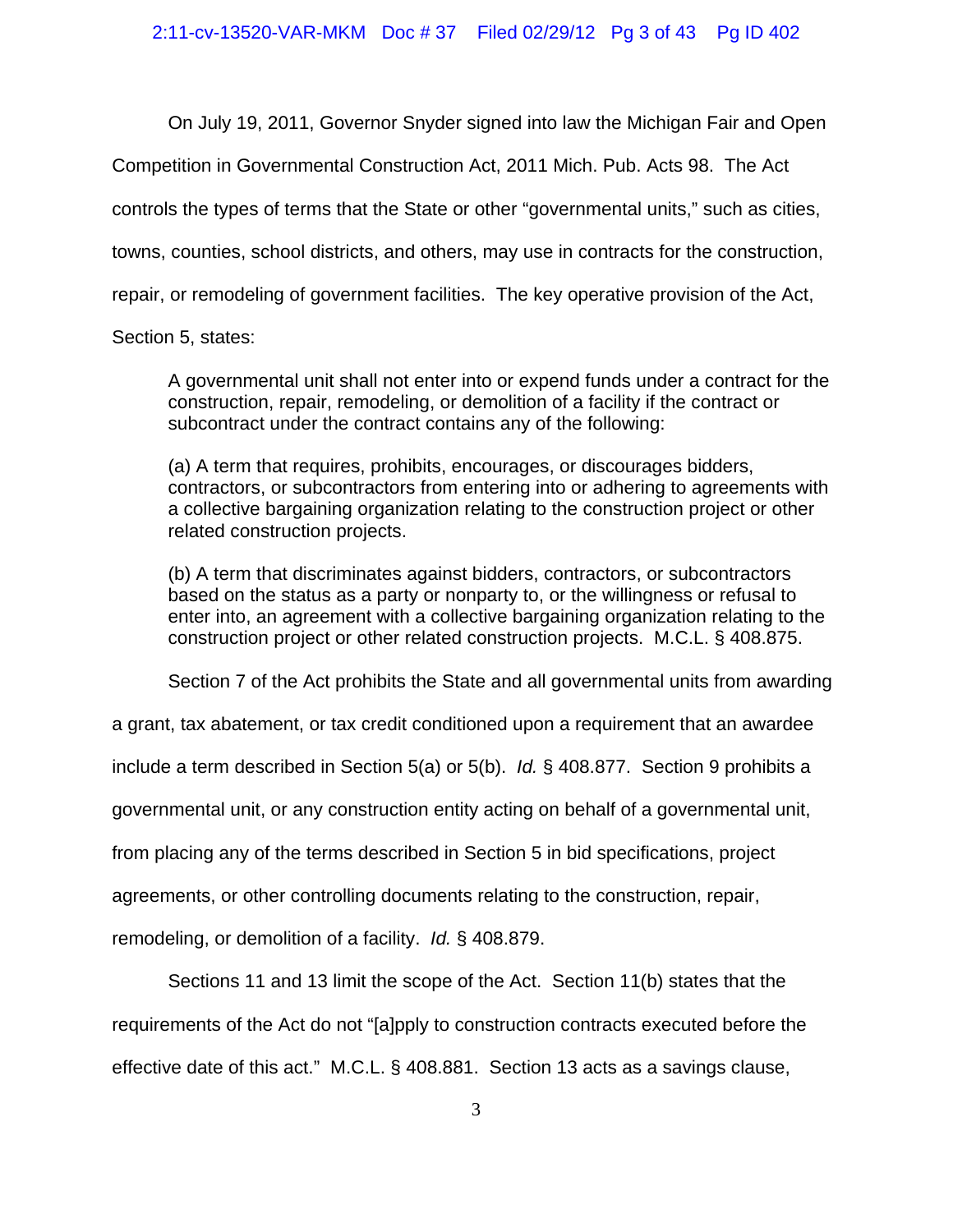On July 19, 2011, Governor Snyder signed into law the Michigan Fair and Open Competition in Governmental Construction Act, 2011 Mich. Pub. Acts 98. The Act controls the types of terms that the State or other "governmental units," such as cities, towns, counties, school districts, and others, may use in contracts for the construction, repair, or remodeling of government facilities. The key operative provision of the Act, Section 5, states:

> A governmental unit shall not enter into or expend funds under a contract for the construction, repair, remodeling, or demolition of a facility if the contract or subcontract under the contract contains any of the following:
>
> (a) A term that requires, prohibits, encourages, or discourages bidders, contractors, or subcontractors from entering into or adhering to agreements with a collective bargaining organization relating to the construction project or other related construction projects.
>
> (b) A term that discriminates against bidders, contractors, or subcontractors based on the status as a party or nonparty to, or the willingness or refusal to enter into, an agreement with a collective bargaining organization relating to the construction project or other related construction projects. M.C.L. § 408.875.

Section 7 of the Act prohibits the State and all governmental units from awarding a grant, tax abatement, or tax credit conditioned upon a requirement that an awardee include a term described in Section 5(a) or 5(b). *Id.* § 408.877. Section 9 prohibits a governmental unit, or any construction entity acting on behalf of a governmental unit, from placing any of the terms described in Section 5 in bid specifications, project agreements, or other controlling documents relating to the construction, repair, remodeling, or demolition of a facility. *Id.* § 408.879.

Sections 11 and 13 limit the scope of the Act. Section 11(b) states that the requirements of the Act do not "[a]pply to construction contracts executed before the effective date of this act." M.C.L. § 408.881. Section 13 acts as a savings clause,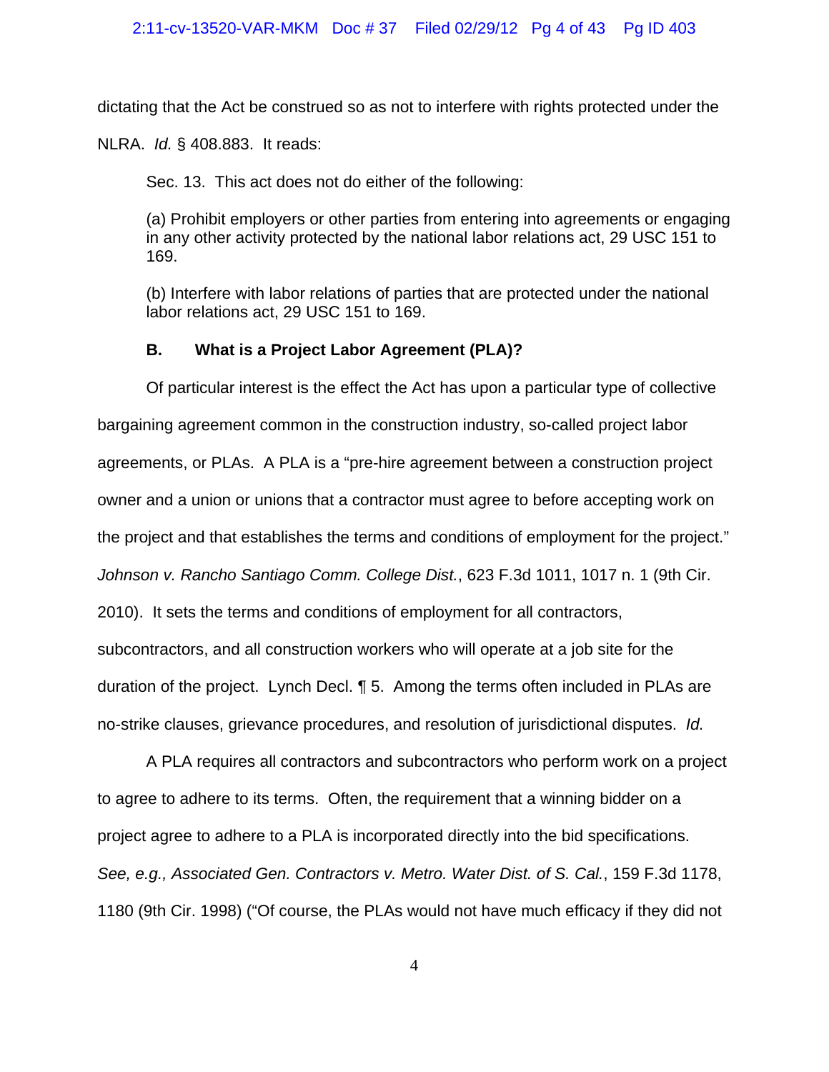dictating that the Act be construed so as not to interfere with rights protected under the NLRA. *Id.* § 408.883. It reads:

> Sec. 13. This act does not do either of the following:
>
> (a) Prohibit employers or other parties from entering into agreements or engaging in any other activity protected by the national labor relations act, 29 USC 151 to 169.
>
> (b) Interfere with labor relations of parties that are protected under the national labor relations act, 29 USC 151 to 169.

### B. What is a Project Labor Agreement (PLA)?

Of particular interest is the effect the Act has upon a particular type of collective bargaining agreement common in the construction industry, so-called project labor agreements, or PLAs. A PLA is a "pre-hire agreement between a construction project owner and a union or unions that a contractor must agree to before accepting work on the project and that establishes the terms and conditions of employment for the project." *Johnson v. Rancho Santiago Comm. College Dist.*, 623 F.3d 1011, 1017 n. 1 (9th Cir. 2010). It sets the terms and conditions of employment for all contractors, subcontractors, and all construction workers who will operate at a job site for the duration of the project. Lynch Decl. ¶ 5. Among the terms often included in PLAs are no-strike clauses, grievance procedures, and resolution of jurisdictional disputes. *Id.*

A PLA requires all contractors and subcontractors who perform work on a project to agree to adhere to its terms. Often, the requirement that a winning bidder on a project agree to adhere to a PLA is incorporated directly into the bid specifications. *See, e.g., Associated Gen. Contractors v. Metro. Water Dist. of S. Cal.*, 159 F.3d 1178, 1180 (9th Cir. 1998) ("Of course, the PLAs would not have much efficacy if they did not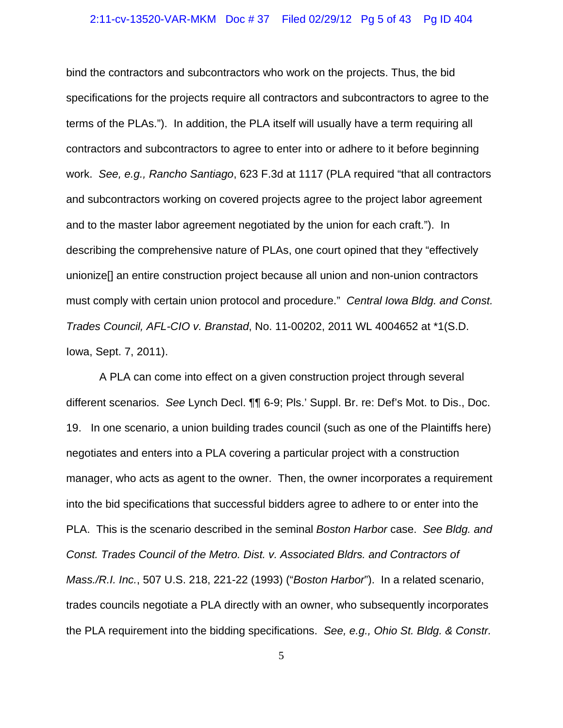bind the contractors and subcontractors who work on the projects. Thus, the bid specifications for the projects require all contractors and subcontractors to agree to the terms of the PLAs."). In addition, the PLA itself will usually have a term requiring all contractors and subcontractors to agree to enter into or adhere to it before beginning work. *See, e.g., Rancho Santiago*, 623 F.3d at 1117 (PLA required "that all contractors and subcontractors working on covered projects agree to the project labor agreement and to the master labor agreement negotiated by the union for each craft."). In describing the comprehensive nature of PLAs, one court opined that they "effectively unionize[] an entire construction project because all union and non-union contractors must comply with certain union protocol and procedure." *Central Iowa Bldg. and Const. Trades Council, AFL-CIO v. Branstad*, No. 11-00202, 2011 WL 4004652 at *1(S.D. Iowa, Sept. 7, 2011).

A PLA can come into effect on a given construction project through several different scenarios. *See* Lynch Decl. ¶¶ 6-9; Pls.' Suppl. Br. re: Def's Mot. to Dis., Doc. 19. In one scenario, a union building trades council (such as one of the Plaintiffs here) negotiates and enters into a PLA covering a particular project with a construction manager, who acts as agent to the owner. Then, the owner incorporates a requirement into the bid specifications that successful bidders agree to adhere to or enter into the PLA. This is the scenario described in the seminal *Boston Harbor* case. *See Bldg. and Const. Trades Council of the Metro. Dist. v. Associated Bldrs. and Contractors of Mass./R.I. Inc.*, 507 U.S. 218, 221-22 (1993) ("*Boston Harbor*"). In a related scenario, trades councils negotiate a PLA directly with an owner, who subsequently incorporates the PLA requirement into the bidding specifications. *See, e.g., Ohio St. Bldg. & Constr.*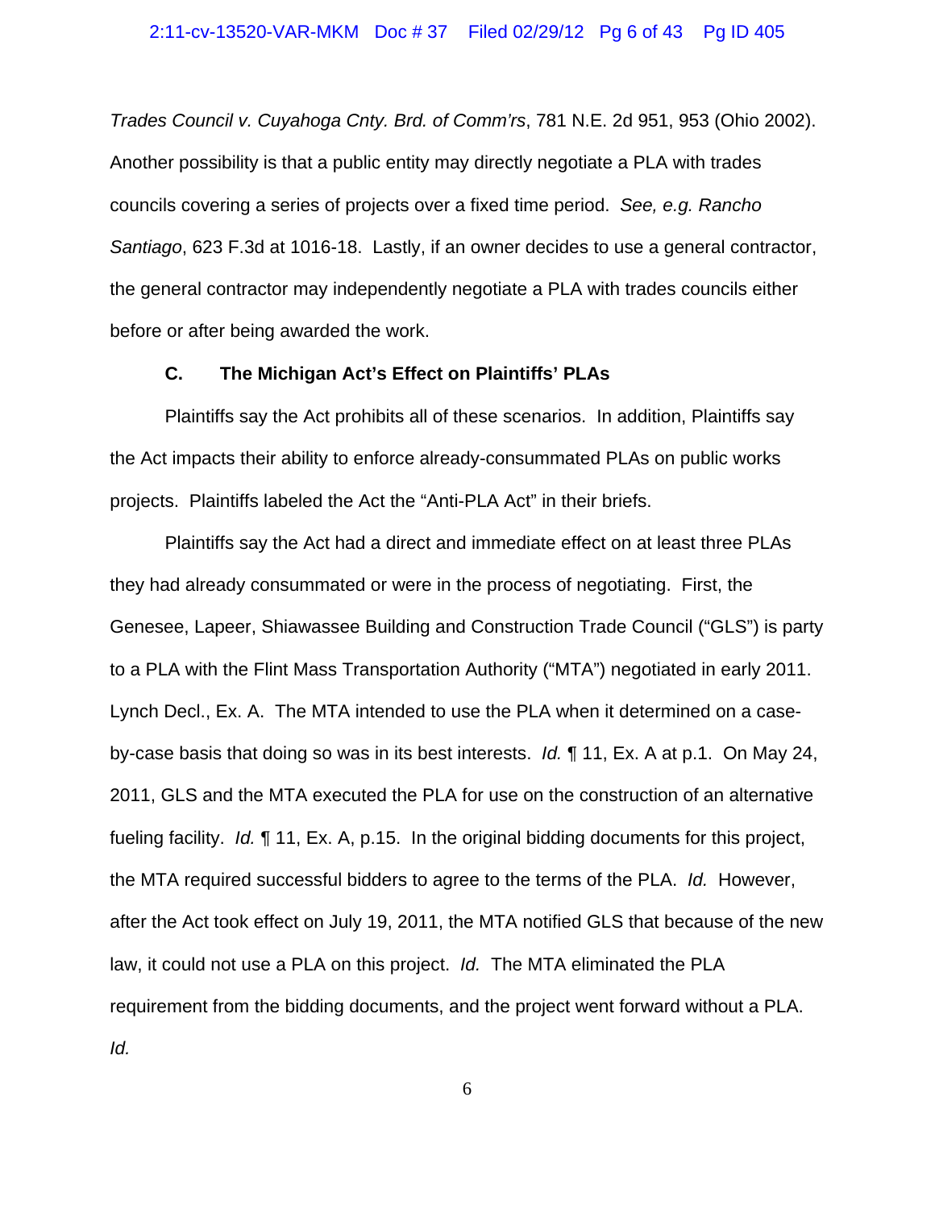*Trades Council v. Cuyahoga Cnty. Brd. of Comm'rs*, 781 N.E. 2d 951, 953 (Ohio 2002). Another possibility is that a public entity may directly negotiate a PLA with trades councils covering a series of projects over a fixed time period. *See, e.g. Rancho Santiago*, 623 F.3d at 1016-18. Lastly, if an owner decides to use a general contractor, the general contractor may independently negotiate a PLA with trades councils either before or after being awarded the work.

### C. The Michigan Act's Effect on Plaintiffs' PLAs

Plaintiffs say the Act prohibits all of these scenarios. In addition, Plaintiffs say the Act impacts their ability to enforce already-consummated PLAs on public works projects. Plaintiffs labeled the Act the "Anti-PLA Act" in their briefs.

Plaintiffs say the Act had a direct and immediate effect on at least three PLAs they had already consummated or were in the process of negotiating. First, the Genesee, Lapeer, Shiawassee Building and Construction Trade Council ("GLS") is party to a PLA with the Flint Mass Transportation Authority ("MTA") negotiated in early 2011. Lynch Decl., Ex. A. The MTA intended to use the PLA when it determined on a case-by-case basis that doing so was in its best interests. *Id.* ¶ 11, Ex. A at p.1. On May 24, 2011, GLS and the MTA executed the PLA for use on the construction of an alternative fueling facility. *Id.* ¶ 11, Ex. A, p.15. In the original bidding documents for this project, the MTA required successful bidders to agree to the terms of the PLA. *Id.* However, after the Act took effect on July 19, 2011, the MTA notified GLS that because of the new law, it could not use a PLA on this project. *Id.* The MTA eliminated the PLA requirement from the bidding documents, and the project went forward without a PLA. *Id.*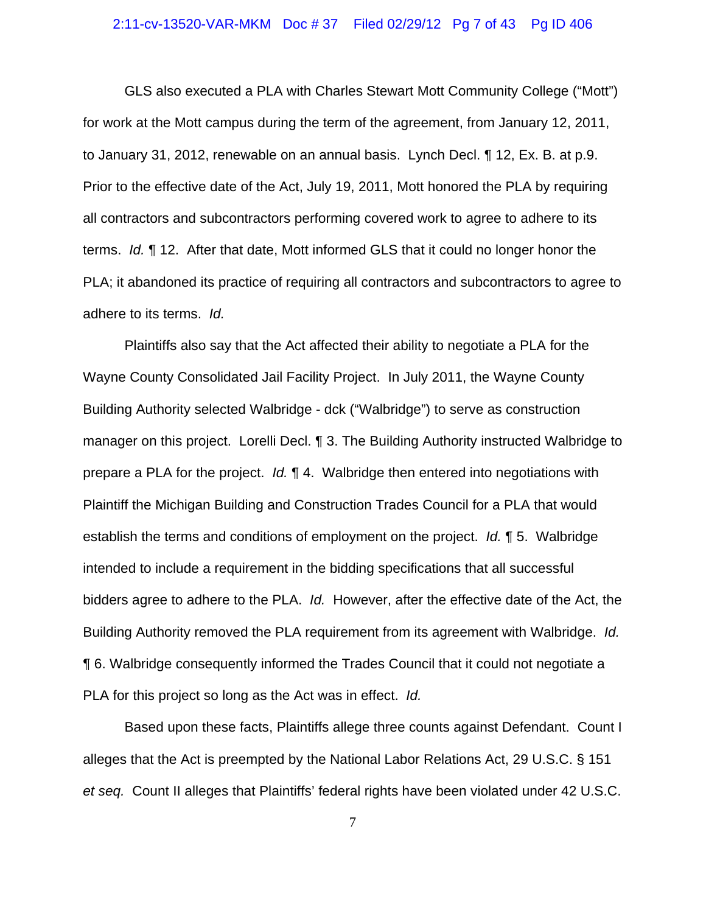GLS also executed a PLA with Charles Stewart Mott Community College ("Mott") for work at the Mott campus during the term of the agreement, from January 12, 2011, to January 31, 2012, renewable on an annual basis. Lynch Decl. ¶ 12, Ex. B. at p.9. Prior to the effective date of the Act, July 19, 2011, Mott honored the PLA by requiring all contractors and subcontractors performing covered work to agree to adhere to its terms. *Id.* ¶ 12. After that date, Mott informed GLS that it could no longer honor the PLA; it abandoned its practice of requiring all contractors and subcontractors to agree to adhere to its terms. *Id.*

Plaintiffs also say that the Act affected their ability to negotiate a PLA for the Wayne County Consolidated Jail Facility Project. In July 2011, the Wayne County Building Authority selected Walbridge - dck ("Walbridge") to serve as construction manager on this project. Lorelli Decl. ¶ 3. The Building Authority instructed Walbridge to prepare a PLA for the project. *Id.* ¶ 4. Walbridge then entered into negotiations with Plaintiff the Michigan Building and Construction Trades Council for a PLA that would establish the terms and conditions of employment on the project. *Id.* ¶ 5. Walbridge intended to include a requirement in the bidding specifications that all successful bidders agree to adhere to the PLA. *Id.* However, after the effective date of the Act, the Building Authority removed the PLA requirement from its agreement with Walbridge. *Id.* ¶ 6. Walbridge consequently informed the Trades Council that it could not negotiate a PLA for this project so long as the Act was in effect. *Id.*

Based upon these facts, Plaintiffs allege three counts against Defendant. Count I alleges that the Act is preempted by the National Labor Relations Act, 29 U.S.C. § 151 *et seq.* Count II alleges that Plaintiffs' federal rights have been violated under 42 U.S.C.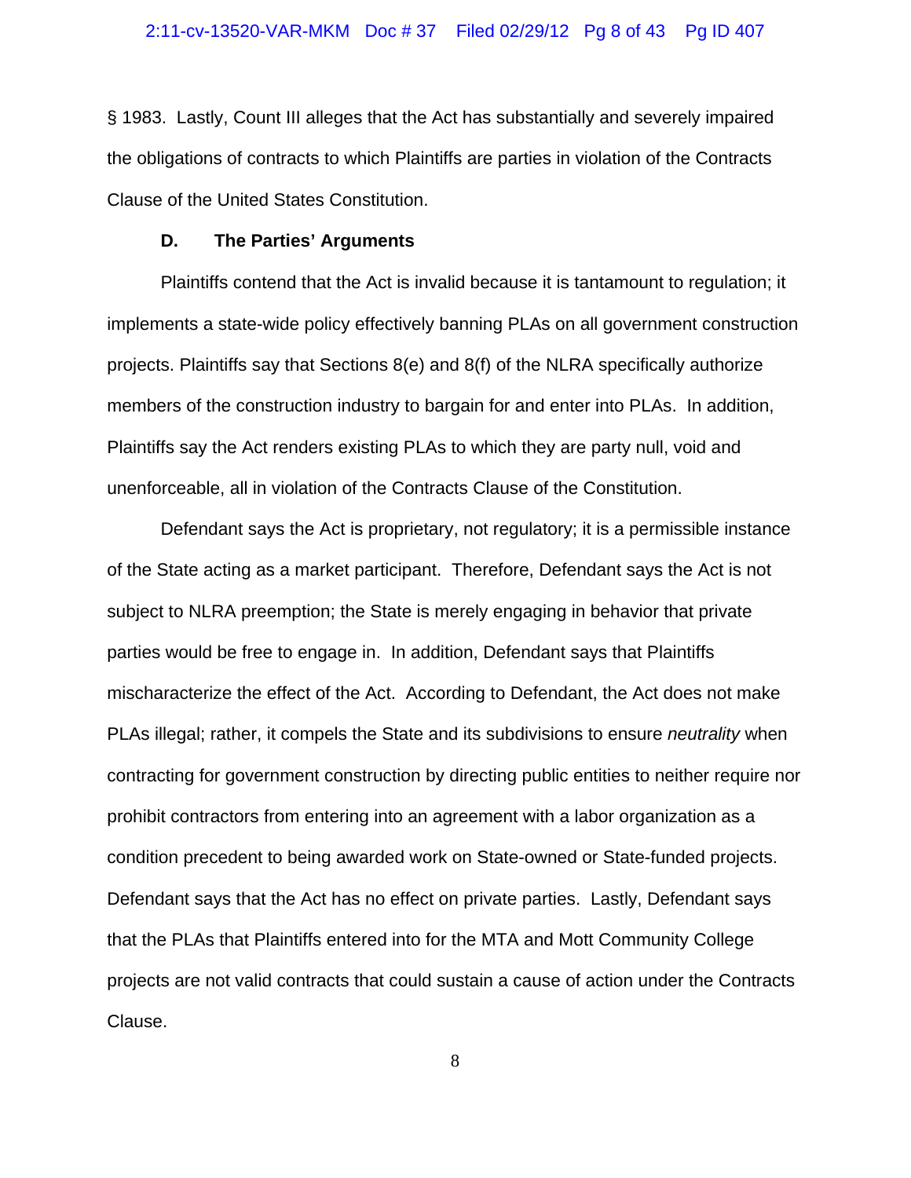§ 1983. Lastly, Count III alleges that the Act has substantially and severely impaired the obligations of contracts to which Plaintiffs are parties in violation of the Contracts Clause of the United States Constitution.

### D. The Parties' Arguments

Plaintiffs contend that the Act is invalid because it is tantamount to regulation; it implements a state-wide policy effectively banning PLAs on all government construction projects. Plaintiffs say that Sections 8(e) and 8(f) of the NLRA specifically authorize members of the construction industry to bargain for and enter into PLAs. In addition, Plaintiffs say the Act renders existing PLAs to which they are party null, void and unenforceable, all in violation of the Contracts Clause of the Constitution.

Defendant says the Act is proprietary, not regulatory; it is a permissible instance of the State acting as a market participant. Therefore, Defendant says the Act is not subject to NLRA preemption; the State is merely engaging in behavior that private parties would be free to engage in. In addition, Defendant says that Plaintiffs mischaracterize the effect of the Act. According to Defendant, the Act does not make PLAs illegal; rather, it compels the State and its subdivisions to ensure *neutrality* when contracting for government construction by directing public entities to neither require nor prohibit contractors from entering into an agreement with a labor organization as a condition precedent to being awarded work on State-owned or State-funded projects. Defendant says that the Act has no effect on private parties. Lastly, Defendant says that the PLAs that Plaintiffs entered into for the MTA and Mott Community College projects are not valid contracts that could sustain a cause of action under the Contracts Clause.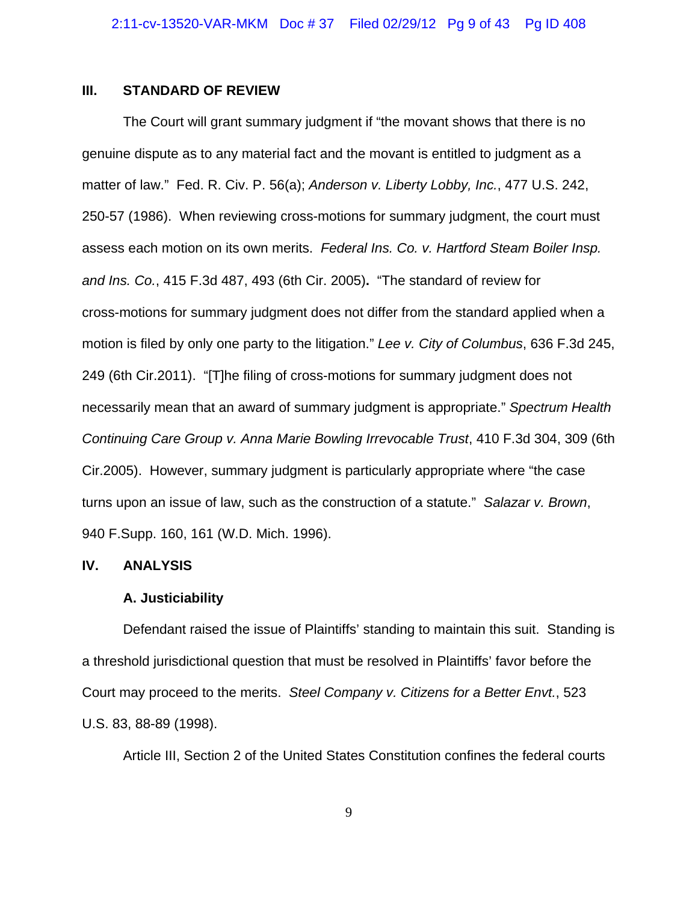## III. STANDARD OF REVIEW

The Court will grant summary judgment if "the movant shows that there is no genuine dispute as to any material fact and the movant is entitled to judgment as a matter of law." Fed. R. Civ. P. 56(a); *Anderson v. Liberty Lobby, Inc.*, 477 U.S. 242, 250-57 (1986). When reviewing cross-motions for summary judgment, the court must assess each motion on its own merits. *Federal Ins. Co. v. Hartford Steam Boiler Insp. and Ins. Co.*, 415 F.3d 487, 493 (6th Cir. 2005). "The standard of review for cross-motions for summary judgment does not differ from the standard applied when a motion is filed by only one party to the litigation." *Lee v. City of Columbus*, 636 F.3d 245, 249 (6th Cir.2011). "[T]he filing of cross-motions for summary judgment does not necessarily mean that an award of summary judgment is appropriate." *Spectrum Health Continuing Care Group v. Anna Marie Bowling Irrevocable Trust*, 410 F.3d 304, 309 (6th Cir.2005). However, summary judgment is particularly appropriate where "the case turns upon an issue of law, such as the construction of a statute." *Salazar v. Brown*, 940 F.Supp. 160, 161 (W.D. Mich. 1996).

## IV. ANALYSIS

### A. Justiciability

Defendant raised the issue of Plaintiffs' standing to maintain this suit. Standing is a threshold jurisdictional question that must be resolved in Plaintiffs' favor before the Court may proceed to the merits. *Steel Company v. Citizens for a Better Envt.*, 523 U.S. 83, 88-89 (1998).

Article III, Section 2 of the United States Constitution confines the federal courts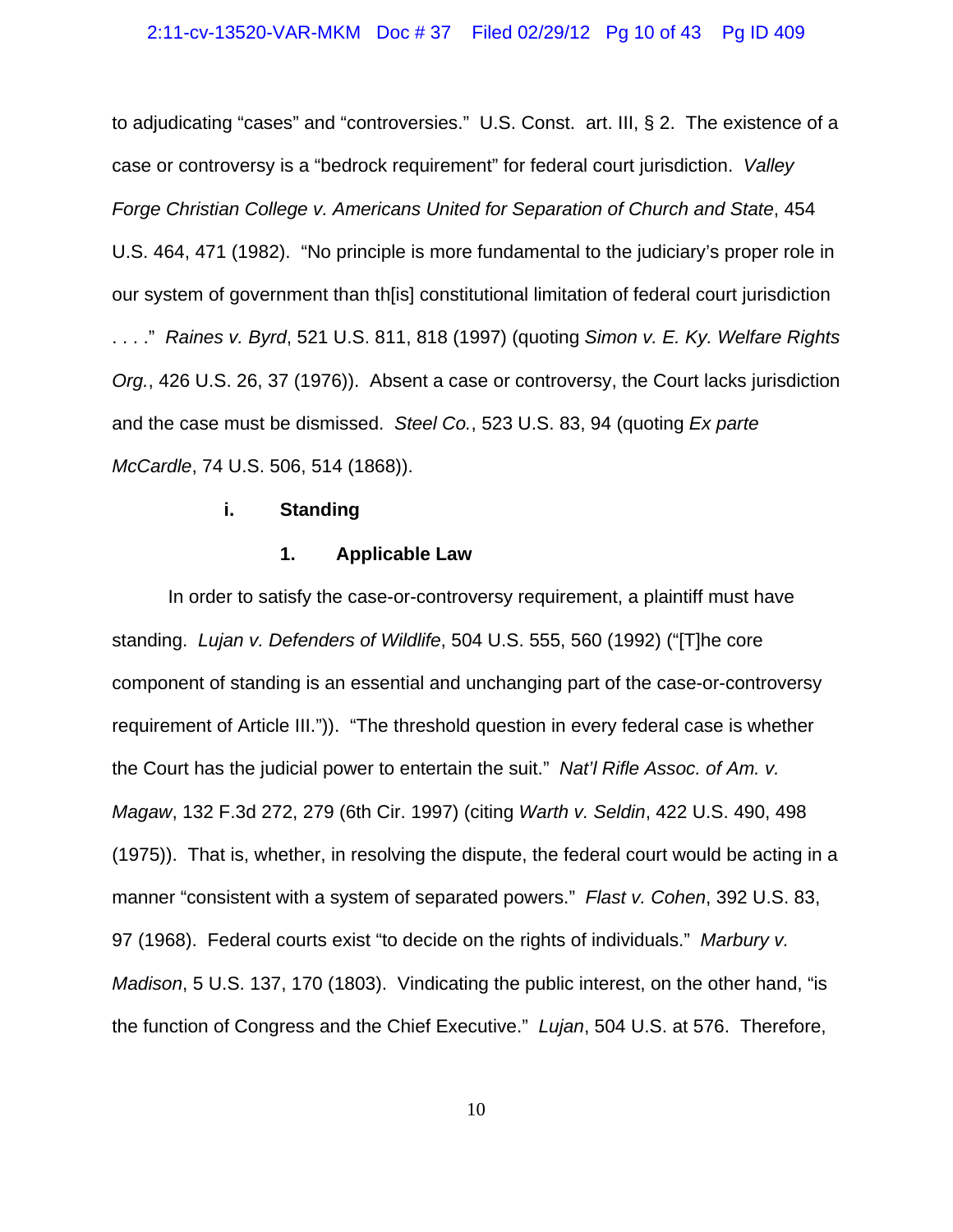to adjudicating "cases" and "controversies." U.S. Const. art. III, § 2. The existence of a case or controversy is a "bedrock requirement" for federal court jurisdiction. *Valley Forge Christian College v. Americans United for Separation of Church and State*, 454 U.S. 464, 471 (1982). "No principle is more fundamental to the judiciary's proper role in our system of government than th[is] constitutional limitation of federal court jurisdiction . . . ." *Raines v. Byrd*, 521 U.S. 811, 818 (1997) (quoting *Simon v. E. Ky. Welfare Rights Org.*, 426 U.S. 26, 37 (1976)). Absent a case or controversy, the Court lacks jurisdiction and the case must be dismissed. *Steel Co.*, 523 U.S. 83, 94 (quoting *Ex parte McCardle*, 74 U.S. 506, 514 (1868)).

**i. Standing**

**1. Applicable Law**

In order to satisfy the case-or-controversy requirement, a plaintiff must have standing. *Lujan v. Defenders of Wildlife*, 504 U.S. 555, 560 (1992) ("[T]he core component of standing is an essential and unchanging part of the case-or-controversy requirement of Article III.")). "The threshold question in every federal case is whether the Court has the judicial power to entertain the suit." *Nat'l Rifle Assoc. of Am. v. Magaw*, 132 F.3d 272, 279 (6th Cir. 1997) (citing *Warth v. Seldin*, 422 U.S. 490, 498 (1975)). That is, whether, in resolving the dispute, the federal court would be acting in a manner "consistent with a system of separated powers." *Flast v. Cohen*, 392 U.S. 83, 97 (1968). Federal courts exist "to decide on the rights of individuals." *Marbury v. Madison*, 5 U.S. 137, 170 (1803). Vindicating the public interest, on the other hand, "is the function of Congress and the Chief Executive." *Lujan*, 504 U.S. at 576. Therefore,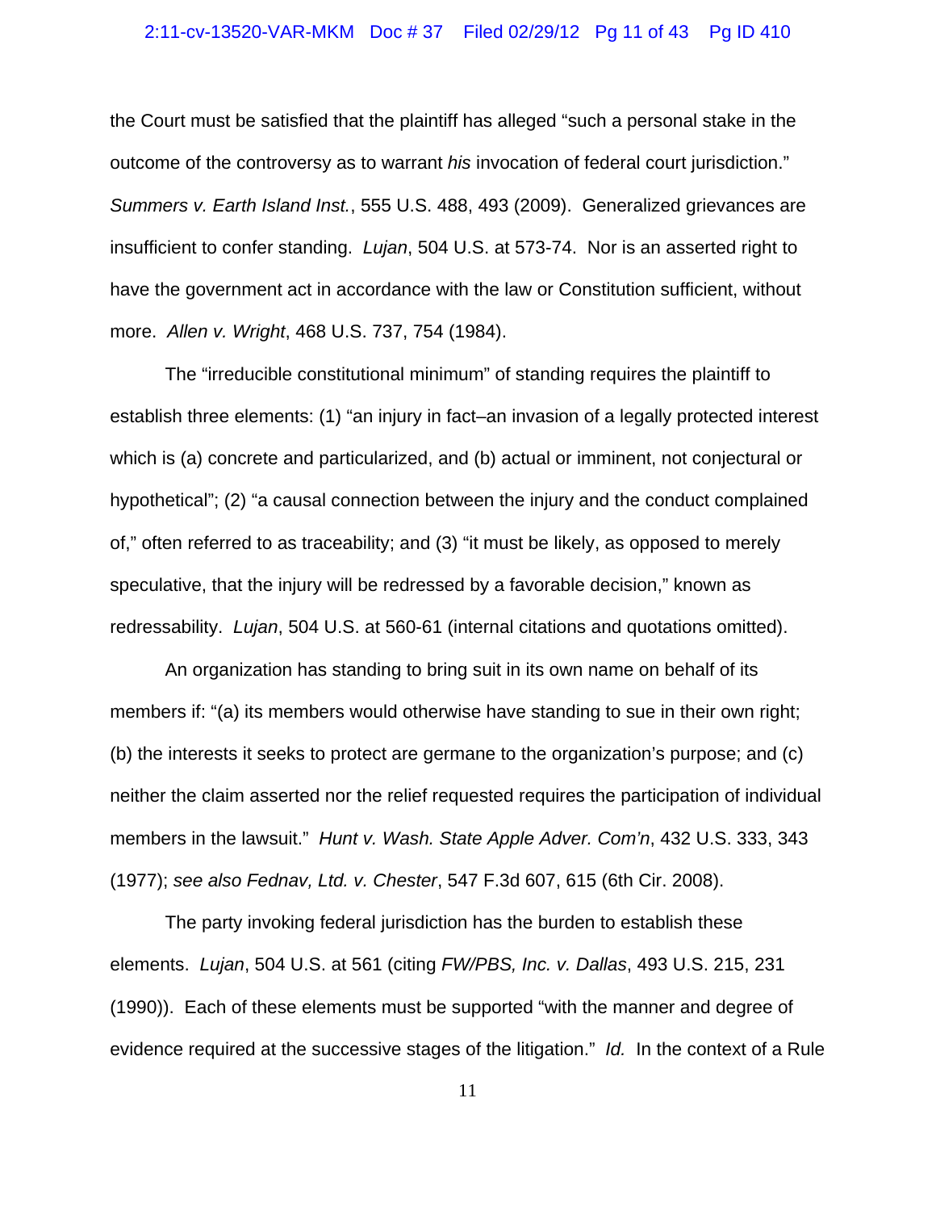the Court must be satisfied that the plaintiff has alleged "such a personal stake in the outcome of the controversy as to warrant *his* invocation of federal court jurisdiction." *Summers v. Earth Island Inst.*, 555 U.S. 488, 493 (2009). Generalized grievances are insufficient to confer standing. *Lujan*, 504 U.S. at 573-74. Nor is an asserted right to have the government act in accordance with the law or Constitution sufficient, without more. *Allen v. Wright*, 468 U.S. 737, 754 (1984).

The "irreducible constitutional minimum" of standing requires the plaintiff to establish three elements: (1) "an injury in fact–an invasion of a legally protected interest which is (a) concrete and particularized, and (b) actual or imminent, not conjectural or hypothetical"; (2) "a causal connection between the injury and the conduct complained of," often referred to as traceability; and (3) "it must be likely, as opposed to merely speculative, that the injury will be redressed by a favorable decision," known as redressability. *Lujan*, 504 U.S. at 560-61 (internal citations and quotations omitted).

An organization has standing to bring suit in its own name on behalf of its members if: "(a) its members would otherwise have standing to sue in their own right; (b) the interests it seeks to protect are germane to the organization's purpose; and (c) neither the claim asserted nor the relief requested requires the participation of individual members in the lawsuit." *Hunt v. Wash. State Apple Adver. Com'n*, 432 U.S. 333, 343 (1977); *see also Fednav, Ltd. v. Chester*, 547 F.3d 607, 615 (6th Cir. 2008).

The party invoking federal jurisdiction has the burden to establish these elements. *Lujan*, 504 U.S. at 561 (citing *FW/PBS, Inc. v. Dallas*, 493 U.S. 215, 231 (1990)). Each of these elements must be supported "with the manner and degree of evidence required at the successive stages of the litigation." *Id.* In the context of a Rule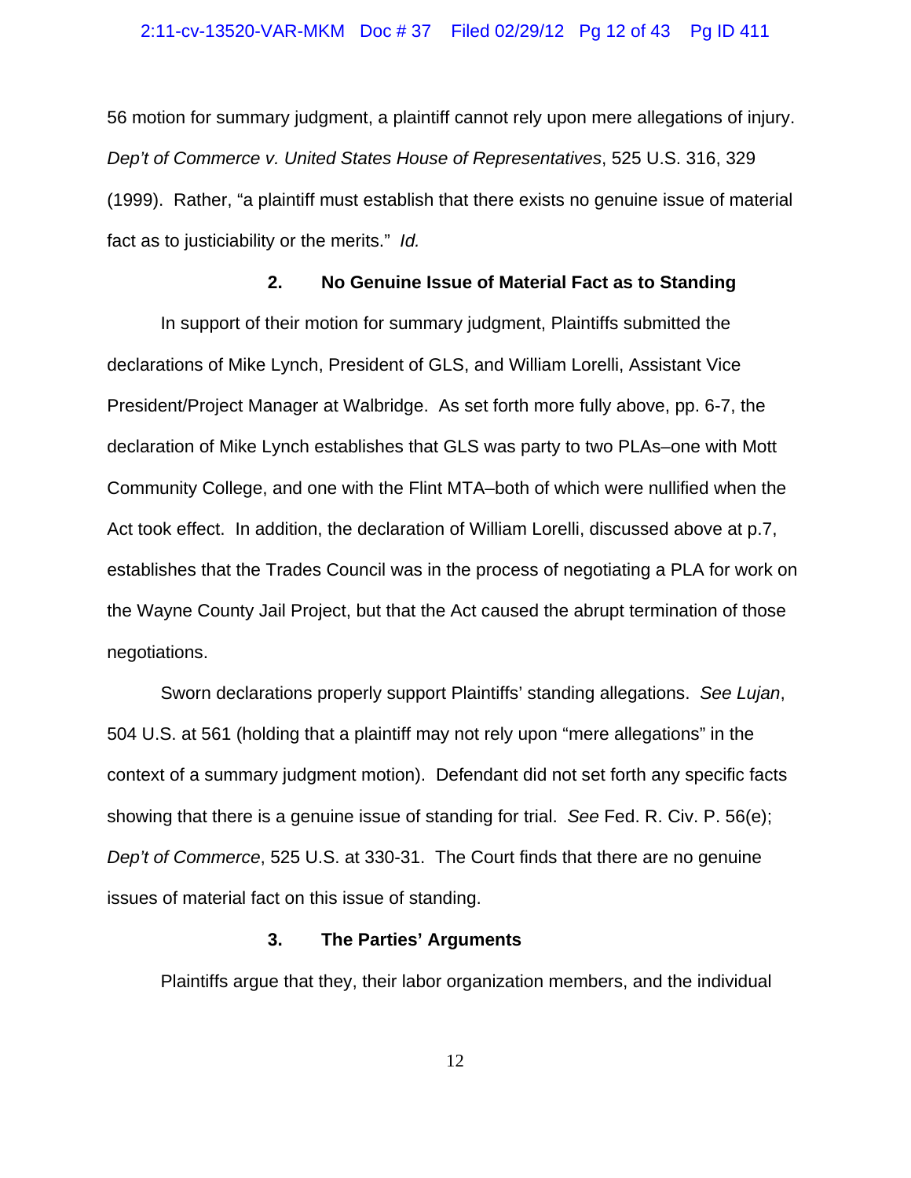56 motion for summary judgment, a plaintiff cannot rely upon mere allegations of injury. *Dep't of Commerce v. United States House of Representatives*, 525 U.S. 316, 329 (1999). Rather, "a plaintiff must establish that there exists no genuine issue of material fact as to justiciability or the merits." *Id.*

### 2. No Genuine Issue of Material Fact as to Standing

In support of their motion for summary judgment, Plaintiffs submitted the declarations of Mike Lynch, President of GLS, and William Lorelli, Assistant Vice President/Project Manager at Walbridge. As set forth more fully above, pp. 6-7, the declaration of Mike Lynch establishes that GLS was party to two PLAs–one with Mott Community College, and one with the Flint MTA–both of which were nullified when the Act took effect. In addition, the declaration of William Lorelli, discussed above at p.7, establishes that the Trades Council was in the process of negotiating a PLA for work on the Wayne County Jail Project, but that the Act caused the abrupt termination of those negotiations.

Sworn declarations properly support Plaintiffs' standing allegations. *See Lujan*, 504 U.S. at 561 (holding that a plaintiff may not rely upon "mere allegations" in the context of a summary judgment motion). Defendant did not set forth any specific facts showing that there is a genuine issue of standing for trial. *See* Fed. R. Civ. P. 56(e); *Dep't of Commerce*, 525 U.S. at 330-31. The Court finds that there are no genuine issues of material fact on this issue of standing.

### 3. The Parties' Arguments

Plaintiffs argue that they, their labor organization members, and the individual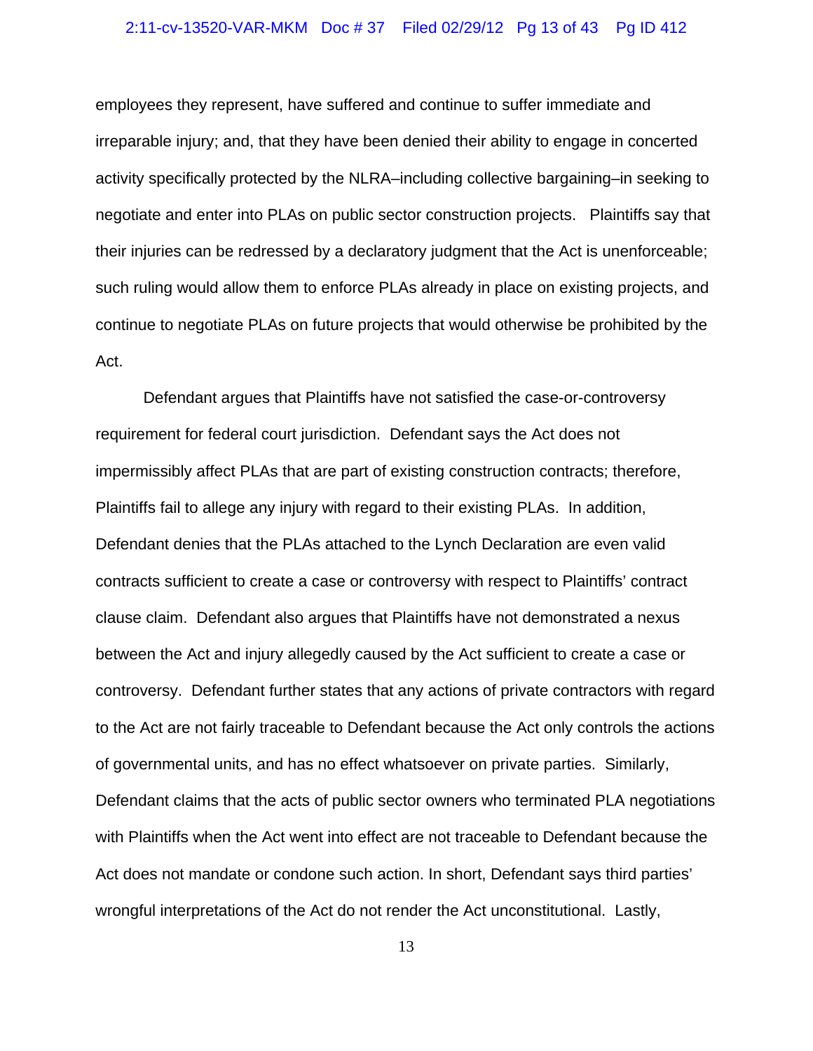employees they represent, have suffered and continue to suffer immediate and irreparable injury; and, that they have been denied their ability to engage in concerted activity specifically protected by the NLRA–including collective bargaining–in seeking to negotiate and enter into PLAs on public sector construction projects. Plaintiffs say that their injuries can be redressed by a declaratory judgment that the Act is unenforceable; such ruling would allow them to enforce PLAs already in place on existing projects, and continue to negotiate PLAs on future projects that would otherwise be prohibited by the Act.

Defendant argues that Plaintiffs have not satisfied the case-or-controversy requirement for federal court jurisdiction. Defendant says the Act does not impermissibly affect PLAs that are part of existing construction contracts; therefore, Plaintiffs fail to allege any injury with regard to their existing PLAs. In addition, Defendant denies that the PLAs attached to the Lynch Declaration are even valid contracts sufficient to create a case or controversy with respect to Plaintiffs' contract clause claim. Defendant also argues that Plaintiffs have not demonstrated a nexus between the Act and injury allegedly caused by the Act sufficient to create a case or controversy. Defendant further states that any actions of private contractors with regard to the Act are not fairly traceable to Defendant because the Act only controls the actions of governmental units, and has no effect whatsoever on private parties. Similarly, Defendant claims that the acts of public sector owners who terminated PLA negotiations with Plaintiffs when the Act went into effect are not traceable to Defendant because the Act does not mandate or condone such action. In short, Defendant says third parties' wrongful interpretations of the Act do not render the Act unconstitutional. Lastly,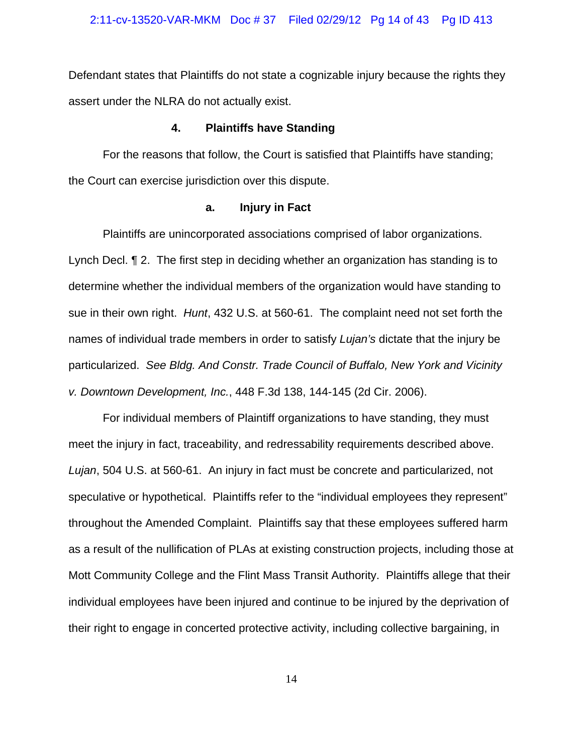Defendant states that Plaintiffs do not state a cognizable injury because the rights they assert under the NLRA do not actually exist.

### 4. Plaintiffs have Standing

For the reasons that follow, the Court is satisfied that Plaintiffs have standing; the Court can exercise jurisdiction over this dispute.

#### a. Injury in Fact

Plaintiffs are unincorporated associations comprised of labor organizations. Lynch Decl. ¶ 2. The first step in deciding whether an organization has standing is to determine whether the individual members of the organization would have standing to sue in their own right. *Hunt*, 432 U.S. at 560-61. The complaint need not set forth the names of individual trade members in order to satisfy *Lujan's* dictate that the injury be particularized. *See Bldg. And Constr. Trade Council of Buffalo, New York and Vicinity v. Downtown Development, Inc.*, 448 F.3d 138, 144-145 (2d Cir. 2006).

For individual members of Plaintiff organizations to have standing, they must meet the injury in fact, traceability, and redressability requirements described above. *Lujan*, 504 U.S. at 560-61. An injury in fact must be concrete and particularized, not speculative or hypothetical. Plaintiffs refer to the "individual employees they represent" throughout the Amended Complaint. Plaintiffs say that these employees suffered harm as a result of the nullification of PLAs at existing construction projects, including those at Mott Community College and the Flint Mass Transit Authority. Plaintiffs allege that their individual employees have been injured and continue to be injured by the deprivation of their right to engage in concerted protective activity, including collective bargaining, in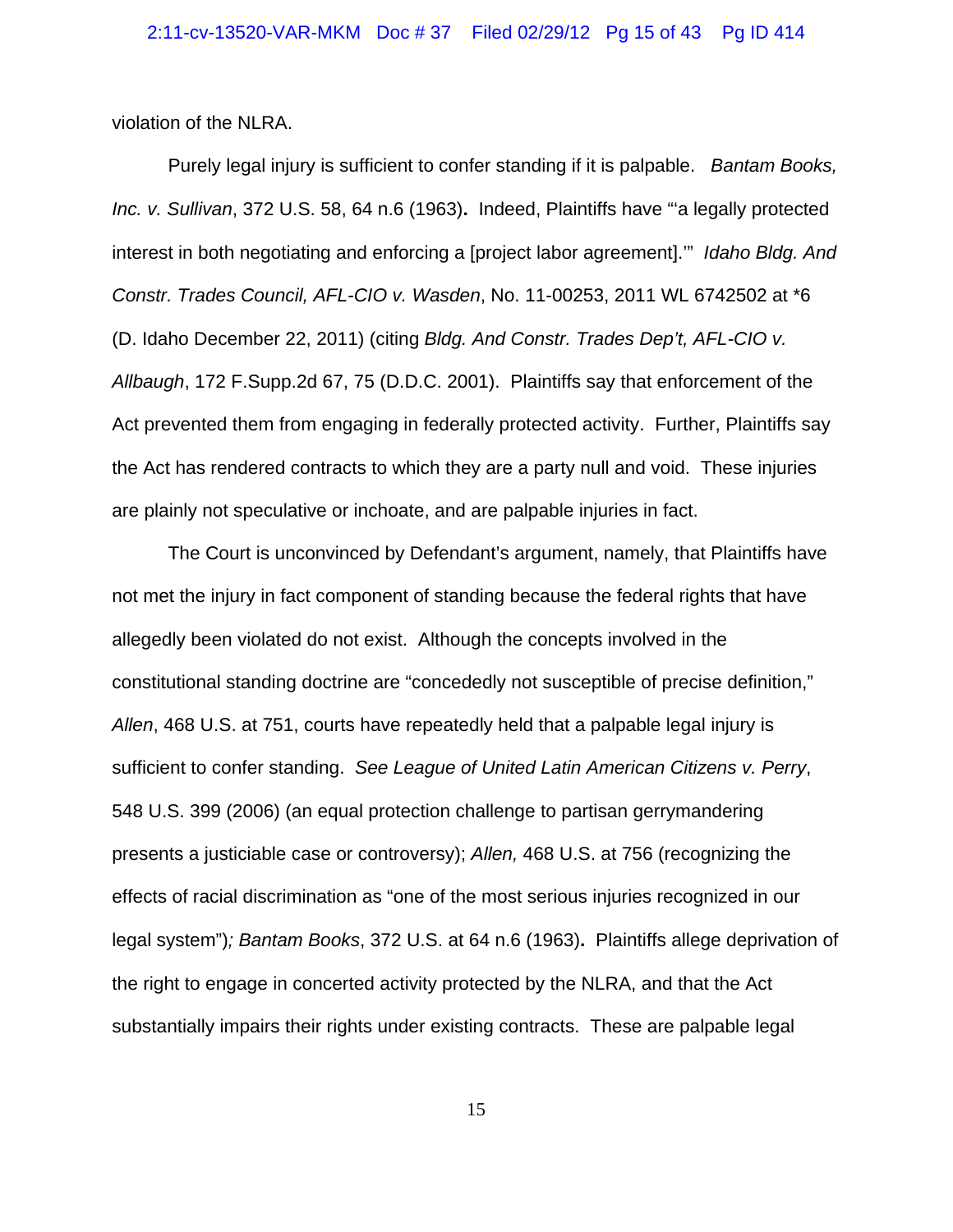violation of the NLRA.

Purely legal injury is sufficient to confer standing if it is palpable. *Bantam Books, Inc. v. Sullivan*, 372 U.S. 58, 64 n.6 (1963). Indeed, Plaintiffs have "'a legally protected interest in both negotiating and enforcing a [project labor agreement].'" *Idaho Bldg. And Constr. Trades Council, AFL-CIO v. Wasden*, No. 11-00253, 2011 WL 6742502 at *6 (D. Idaho December 22, 2011) (citing *Bldg. And Constr. Trades Dep't, AFL-CIO v. Allbaugh*, 172 F.Supp.2d 67, 75 (D.D.C. 2001). Plaintiffs say that enforcement of the Act prevented them from engaging in federally protected activity. Further, Plaintiffs say the Act has rendered contracts to which they are a party null and void. These injuries are plainly not speculative or inchoate, and are palpable injuries in fact.

The Court is unconvinced by Defendant's argument, namely, that Plaintiffs have not met the injury in fact component of standing because the federal rights that have allegedly been violated do not exist. Although the concepts involved in the constitutional standing doctrine are "concededly not susceptible of precise definition," *Allen*, 468 U.S. at 751, courts have repeatedly held that a palpable legal injury is sufficient to confer standing. *See League of United Latin American Citizens v. Perry*, 548 U.S. 399 (2006) (an equal protection challenge to partisan gerrymandering presents a justiciable case or controversy); *Allen,* 468 U.S. at 756 (recognizing the effects of racial discrimination as "one of the most serious injuries recognized in our legal system")*; Bantam Books*, 372 U.S. at 64 n.6 (1963). Plaintiffs allege deprivation of the right to engage in concerted activity protected by the NLRA, and that the Act substantially impairs their rights under existing contracts. These are palpable legal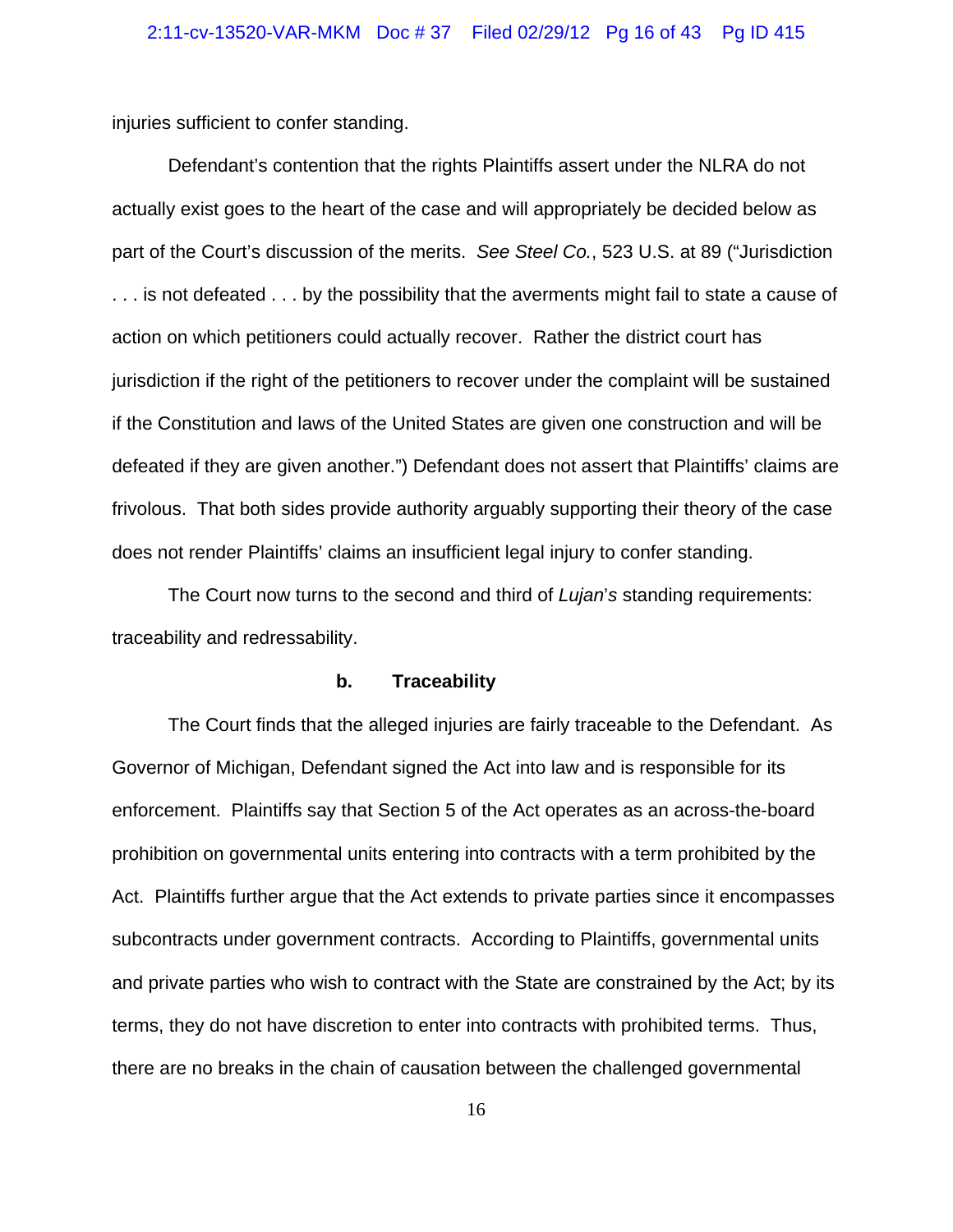injuries sufficient to confer standing.

Defendant's contention that the rights Plaintiffs assert under the NLRA do not actually exist goes to the heart of the case and will appropriately be decided below as part of the Court's discussion of the merits. *See Steel Co.*, 523 U.S. at 89 ("Jurisdiction . . . is not defeated . . . by the possibility that the averments might fail to state a cause of action on which petitioners could actually recover. Rather the district court has jurisdiction if the right of the petitioners to recover under the complaint will be sustained if the Constitution and laws of the United States are given one construction and will be defeated if they are given another.") Defendant does not assert that Plaintiffs' claims are frivolous. That both sides provide authority arguably supporting their theory of the case does not render Plaintiffs' claims an insufficient legal injury to confer standing.

The Court now turns to the second and third of *Lujan's* standing requirements: traceability and redressability.

### b. Traceability

The Court finds that the alleged injuries are fairly traceable to the Defendant. As Governor of Michigan, Defendant signed the Act into law and is responsible for its enforcement. Plaintiffs say that Section 5 of the Act operates as an across-the-board prohibition on governmental units entering into contracts with a term prohibited by the Act. Plaintiffs further argue that the Act extends to private parties since it encompasses subcontracts under government contracts. According to Plaintiffs, governmental units and private parties who wish to contract with the State are constrained by the Act; by its terms, they do not have discretion to enter into contracts with prohibited terms. Thus, there are no breaks in the chain of causation between the challenged governmental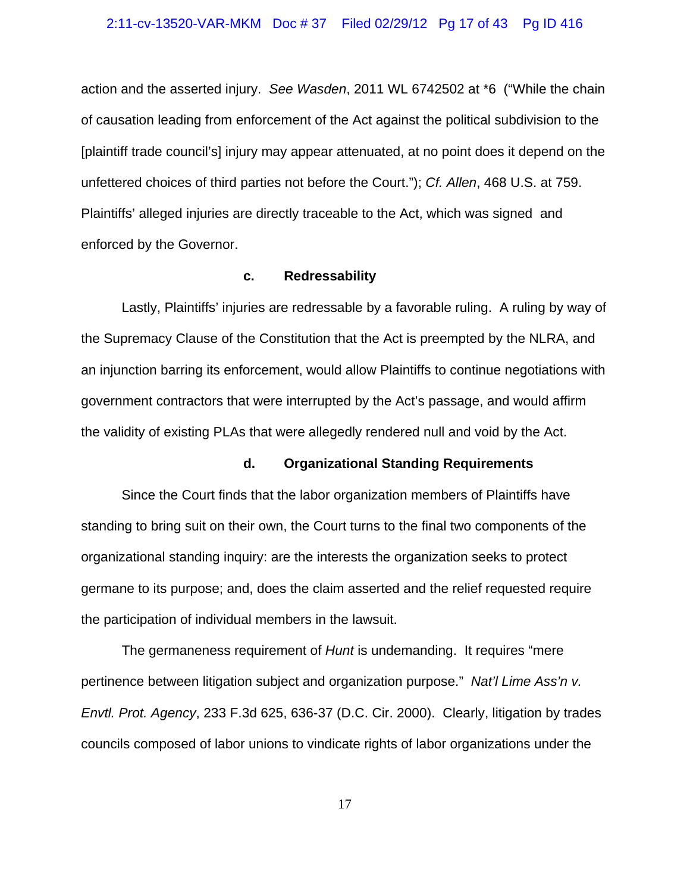action and the asserted injury. *See Wasden*, 2011 WL 6742502 at *6 ("While the chain of causation leading from enforcement of the Act against the political subdivision to the [plaintiff trade council's] injury may appear attenuated, at no point does it depend on the unfettered choices of third parties not before the Court."); *Cf. Allen*, 468 U.S. at 759. Plaintiffs' alleged injuries are directly traceable to the Act, which was signed and enforced by the Governor.

#### c. Redressability

Lastly, Plaintiffs' injuries are redressable by a favorable ruling. A ruling by way of the Supremacy Clause of the Constitution that the Act is preempted by the NLRA, and an injunction barring its enforcement, would allow Plaintiffs to continue negotiations with government contractors that were interrupted by the Act's passage, and would affirm the validity of existing PLAs that were allegedly rendered null and void by the Act.

#### d. Organizational Standing Requirements

Since the Court finds that the labor organization members of Plaintiffs have standing to bring suit on their own, the Court turns to the final two components of the organizational standing inquiry: are the interests the organization seeks to protect germane to its purpose; and, does the claim asserted and the relief requested require the participation of individual members in the lawsuit.

The germaneness requirement of *Hunt* is undemanding. It requires "mere pertinence between litigation subject and organization purpose." *Nat'l Lime Ass'n v. Envtl. Prot. Agency*, 233 F.3d 625, 636-37 (D.C. Cir. 2000). Clearly, litigation by trades councils composed of labor unions to vindicate rights of labor organizations under the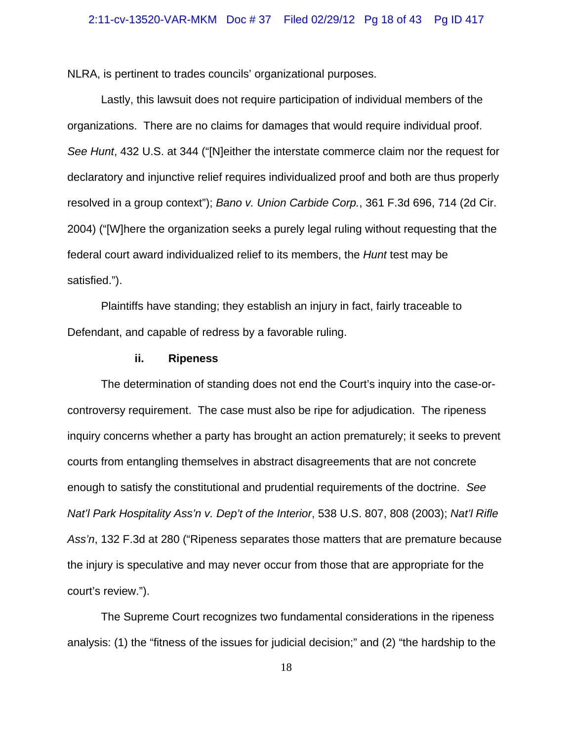NLRA, is pertinent to trades councils' organizational purposes.

Lastly, this lawsuit does not require participation of individual members of the organizations. There are no claims for damages that would require individual proof. *See Hunt*, 432 U.S. at 344 ("[N]either the interstate commerce claim nor the request for declaratory and injunctive relief requires individualized proof and both are thus properly resolved in a group context"); *Bano v. Union Carbide Corp.*, 361 F.3d 696, 714 (2d Cir. 2004) ("[W]here the organization seeks a purely legal ruling without requesting that the federal court award individualized relief to its members, the *Hunt* test may be satisfied.").

Plaintiffs have standing; they establish an injury in fact, fairly traceable to Defendant, and capable of redress by a favorable ruling.

### ii. Ripeness

The determination of standing does not end the Court's inquiry into the case-or-controversy requirement. The case must also be ripe for adjudication. The ripeness inquiry concerns whether a party has brought an action prematurely; it seeks to prevent courts from entangling themselves in abstract disagreements that are not concrete enough to satisfy the constitutional and prudential requirements of the doctrine. *See Nat'l Park Hospitality Ass'n v. Dep't of the Interior*, 538 U.S. 807, 808 (2003); *Nat'l Rifle Ass'n*, 132 F.3d at 280 ("Ripeness separates those matters that are premature because the injury is speculative and may never occur from those that are appropriate for the court's review.").

The Supreme Court recognizes two fundamental considerations in the ripeness analysis: (1) the "fitness of the issues for judicial decision;" and (2) "the hardship to the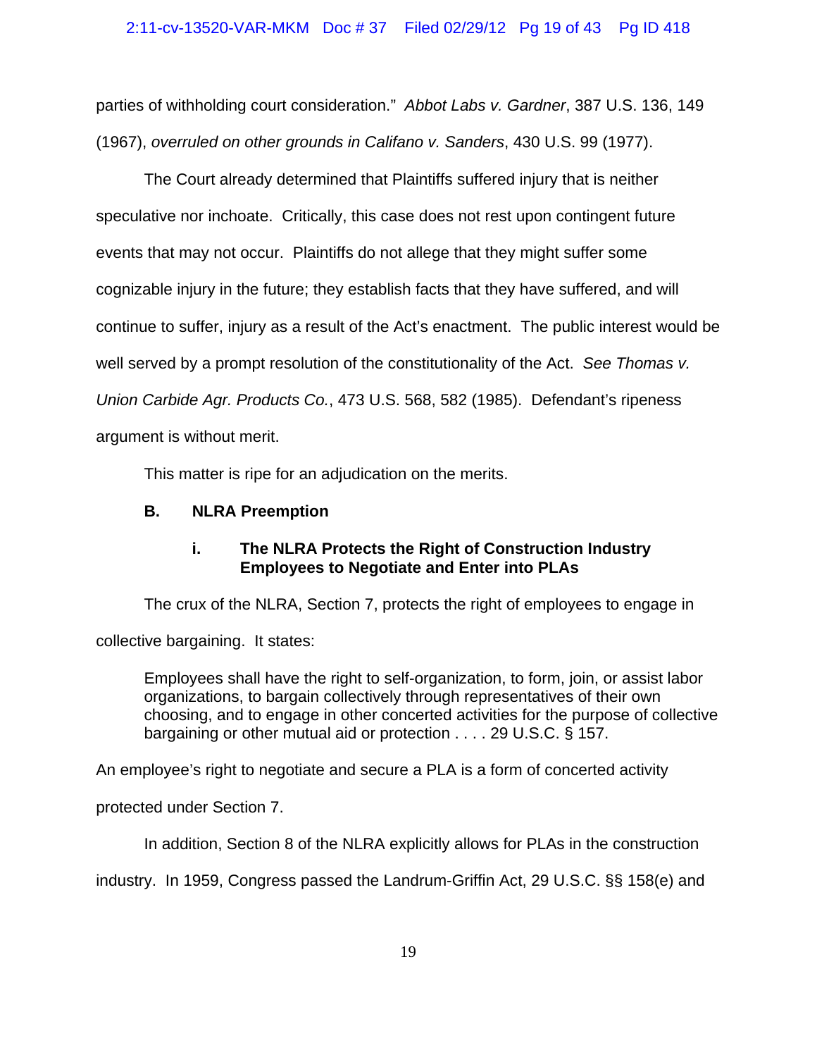parties of withholding court consideration." *Abbot Labs v. Gardner*, 387 U.S. 136, 149 (1967), *overruled on other grounds in Califano v. Sanders*, 430 U.S. 99 (1977).

The Court already determined that Plaintiffs suffered injury that is neither speculative nor inchoate. Critically, this case does not rest upon contingent future events that may not occur. Plaintiffs do not allege that they might suffer some cognizable injury in the future; they establish facts that they have suffered, and will continue to suffer, injury as a result of the Act's enactment. The public interest would be well served by a prompt resolution of the constitutionality of the Act. *See Thomas v. Union Carbide Agr. Products Co.*, 473 U.S. 568, 582 (1985). Defendant's ripeness argument is without merit.

This matter is ripe for an adjudication on the merits.

### B. NLRA Preemption

#### i. The NLRA Protects the Right of Construction Industry Employees to Negotiate and Enter into PLAs

The crux of the NLRA, Section 7, protects the right of employees to engage in collective bargaining. It states:

> Employees shall have the right to self-organization, to form, join, or assist labor organizations, to bargain collectively through representatives of their own choosing, and to engage in other concerted activities for the purpose of collective bargaining or other mutual aid or protection . . . . 29 U.S.C. § 157.

An employee's right to negotiate and secure a PLA is a form of concerted activity protected under Section 7.

In addition, Section 8 of the NLRA explicitly allows for PLAs in the construction industry. In 1959, Congress passed the Landrum-Griffin Act, 29 U.S.C. §§ 158(e) and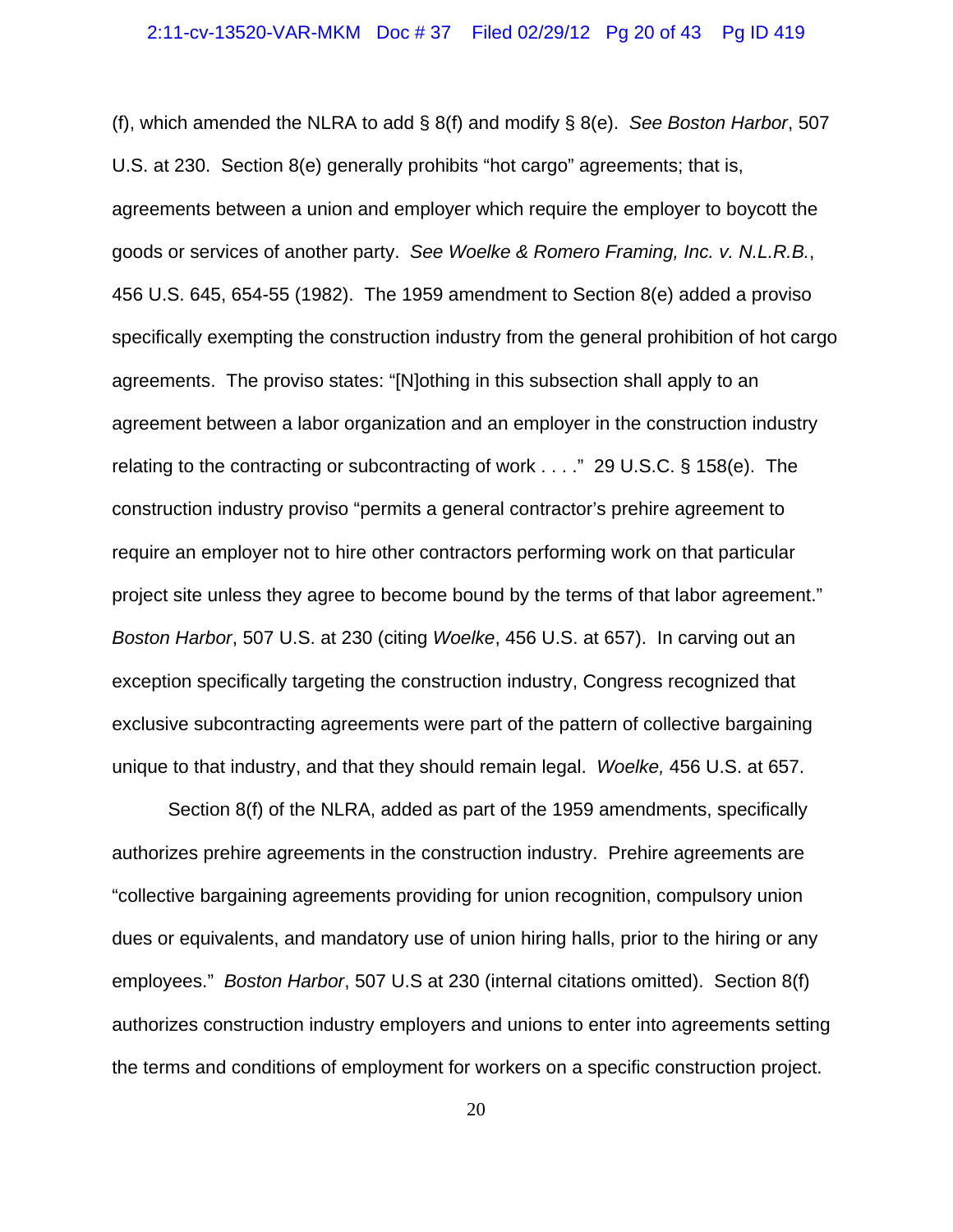(f), which amended the NLRA to add § 8(f) and modify § 8(e). *See Boston Harbor*, 507 U.S. at 230. Section 8(e) generally prohibits "hot cargo" agreements; that is, agreements between a union and employer which require the employer to boycott the goods or services of another party. *See Woelke & Romero Framing, Inc. v. N.L.R.B.*, 456 U.S. 645, 654-55 (1982). The 1959 amendment to Section 8(e) added a proviso specifically exempting the construction industry from the general prohibition of hot cargo agreements. The proviso states: "[N]othing in this subsection shall apply to an agreement between a labor organization and an employer in the construction industry relating to the contracting or subcontracting of work . . . ." 29 U.S.C. § 158(e). The construction industry proviso "permits a general contractor's prehire agreement to require an employer not to hire other contractors performing work on that particular project site unless they agree to become bound by the terms of that labor agreement." *Boston Harbor*, 507 U.S. at 230 (citing *Woelke*, 456 U.S. at 657). In carving out an exception specifically targeting the construction industry, Congress recognized that exclusive subcontracting agreements were part of the pattern of collective bargaining unique to that industry, and that they should remain legal. *Woelke,* 456 U.S. at 657.

Section 8(f) of the NLRA, added as part of the 1959 amendments, specifically authorizes prehire agreements in the construction industry. Prehire agreements are "collective bargaining agreements providing for union recognition, compulsory union dues or equivalents, and mandatory use of union hiring halls, prior to the hiring or any employees." *Boston Harbor*, 507 U.S at 230 (internal citations omitted). Section 8(f) authorizes construction industry employers and unions to enter into agreements setting the terms and conditions of employment for workers on a specific construction project.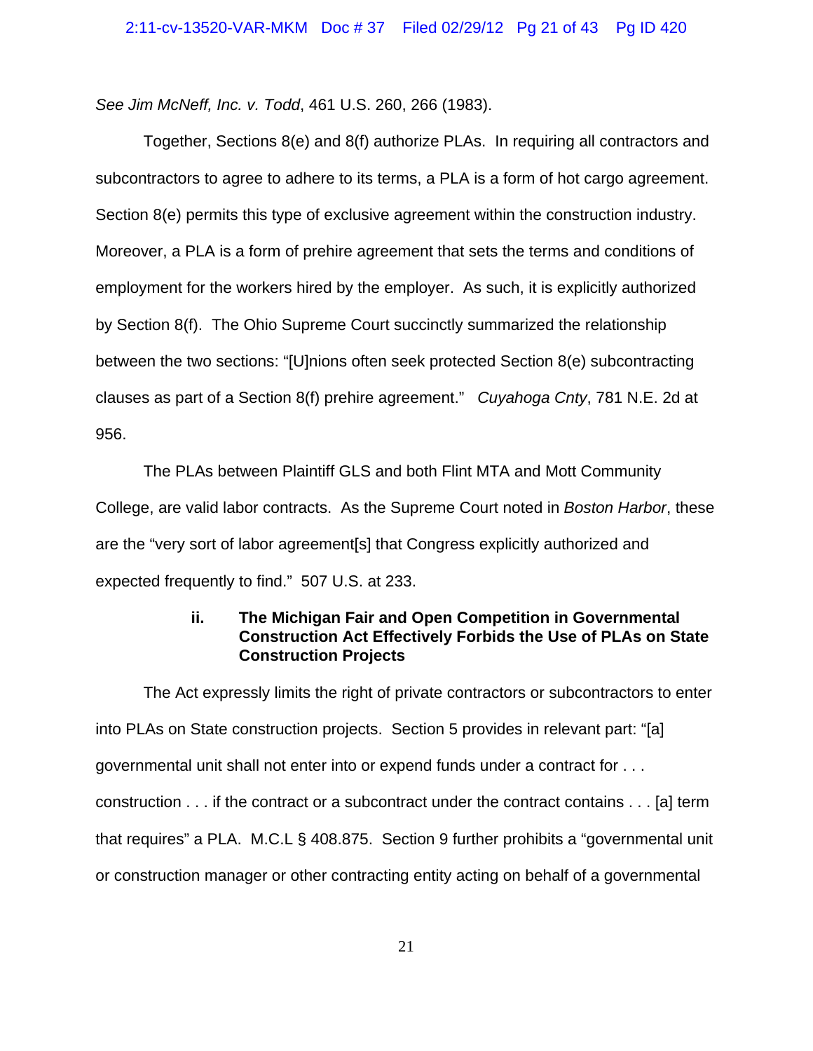*See Jim McNeff, Inc. v. Todd*, 461 U.S. 260, 266 (1983).

Together, Sections 8(e) and 8(f) authorize PLAs. In requiring all contractors and subcontractors to agree to adhere to its terms, a PLA is a form of hot cargo agreement. Section 8(e) permits this type of exclusive agreement within the construction industry. Moreover, a PLA is a form of prehire agreement that sets the terms and conditions of employment for the workers hired by the employer. As such, it is explicitly authorized by Section 8(f). The Ohio Supreme Court succinctly summarized the relationship between the two sections: "[U]nions often seek protected Section 8(e) subcontracting clauses as part of a Section 8(f) prehire agreement." *Cuyahoga Cnty*, 781 N.E. 2d at 956.

The PLAs between Plaintiff GLS and both Flint MTA and Mott Community College, are valid labor contracts. As the Supreme Court noted in *Boston Harbor*, these are the "very sort of labor agreement[s] that Congress explicitly authorized and expected frequently to find." 507 U.S. at 233.

### ii. The Michigan Fair and Open Competition in Governmental Construction Act Effectively Forbids the Use of PLAs on State Construction Projects

The Act expressly limits the right of private contractors or subcontractors to enter into PLAs on State construction projects. Section 5 provides in relevant part: "[a] governmental unit shall not enter into or expend funds under a contract for . . . construction . . . if the contract or a subcontract under the contract contains . . . [a] term that requires" a PLA. M.C.L § 408.875. Section 9 further prohibits a "governmental unit or construction manager or other contracting entity acting on behalf of a governmental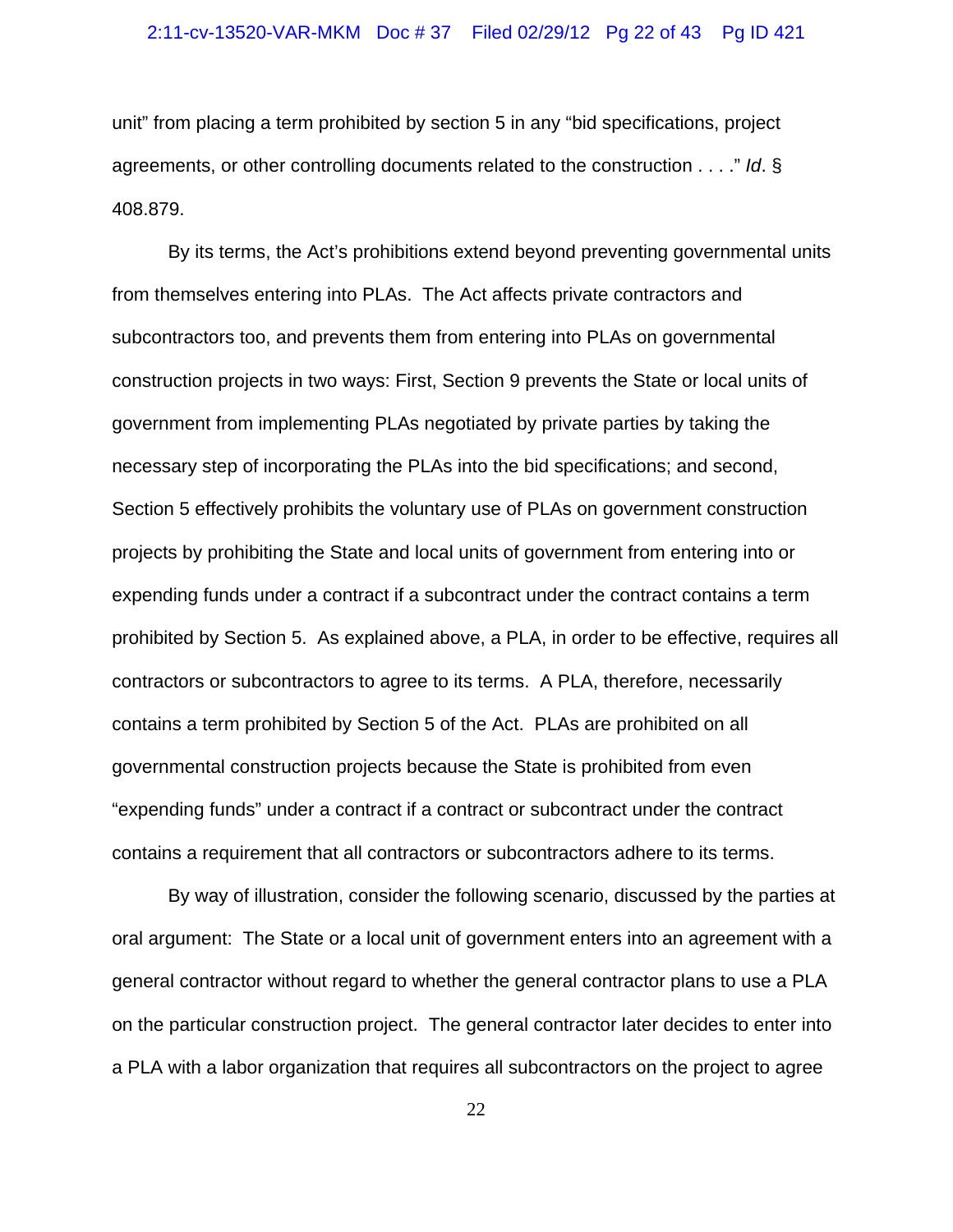unit" from placing a term prohibited by section 5 in any "bid specifications, project agreements, or other controlling documents related to the construction . . . ." *Id*. § 408.879.

By its terms, the Act's prohibitions extend beyond preventing governmental units from themselves entering into PLAs. The Act affects private contractors and subcontractors too, and prevents them from entering into PLAs on governmental construction projects in two ways: First, Section 9 prevents the State or local units of government from implementing PLAs negotiated by private parties by taking the necessary step of incorporating the PLAs into the bid specifications; and second, Section 5 effectively prohibits the voluntary use of PLAs on government construction projects by prohibiting the State and local units of government from entering into or expending funds under a contract if a subcontract under the contract contains a term prohibited by Section 5. As explained above, a PLA, in order to be effective, requires all contractors or subcontractors to agree to its terms. A PLA, therefore, necessarily contains a term prohibited by Section 5 of the Act. PLAs are prohibited on all governmental construction projects because the State is prohibited from even "expending funds" under a contract if a contract or subcontract under the contract contains a requirement that all contractors or subcontractors adhere to its terms.

By way of illustration, consider the following scenario, discussed by the parties at oral argument: The State or a local unit of government enters into an agreement with a general contractor without regard to whether the general contractor plans to use a PLA on the particular construction project. The general contractor later decides to enter into a PLA with a labor organization that requires all subcontractors on the project to agree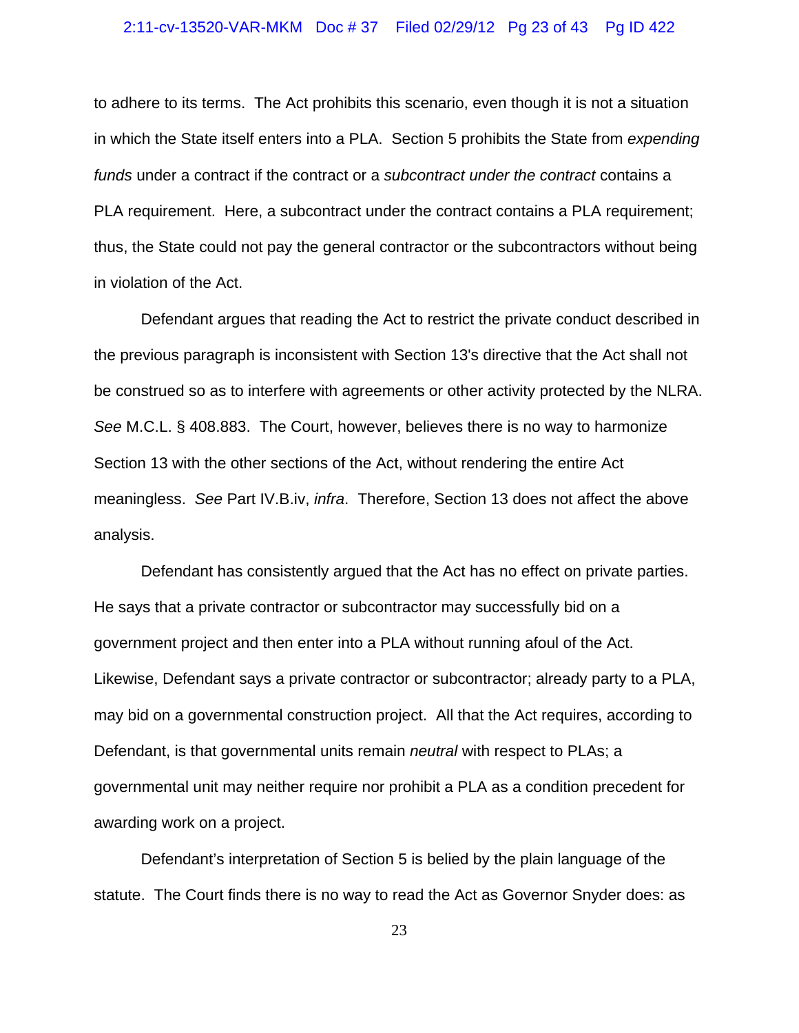to adhere to its terms. The Act prohibits this scenario, even though it is not a situation in which the State itself enters into a PLA. Section 5 prohibits the State from *expending funds* under a contract if the contract or a *subcontract under the contract* contains a PLA requirement. Here, a subcontract under the contract contains a PLA requirement; thus, the State could not pay the general contractor or the subcontractors without being in violation of the Act.

Defendant argues that reading the Act to restrict the private conduct described in the previous paragraph is inconsistent with Section 13's directive that the Act shall not be construed so as to interfere with agreements or other activity protected by the NLRA. *See* M.C.L. § 408.883. The Court, however, believes there is no way to harmonize Section 13 with the other sections of the Act, without rendering the entire Act meaningless. *See* Part IV.B.iv, *infra*. Therefore, Section 13 does not affect the above analysis.

Defendant has consistently argued that the Act has no effect on private parties. He says that a private contractor or subcontractor may successfully bid on a government project and then enter into a PLA without running afoul of the Act. Likewise, Defendant says a private contractor or subcontractor; already party to a PLA, may bid on a governmental construction project. All that the Act requires, according to Defendant, is that governmental units remain *neutral* with respect to PLAs; a governmental unit may neither require nor prohibit a PLA as a condition precedent for awarding work on a project.

Defendant's interpretation of Section 5 is belied by the plain language of the statute. The Court finds there is no way to read the Act as Governor Snyder does: as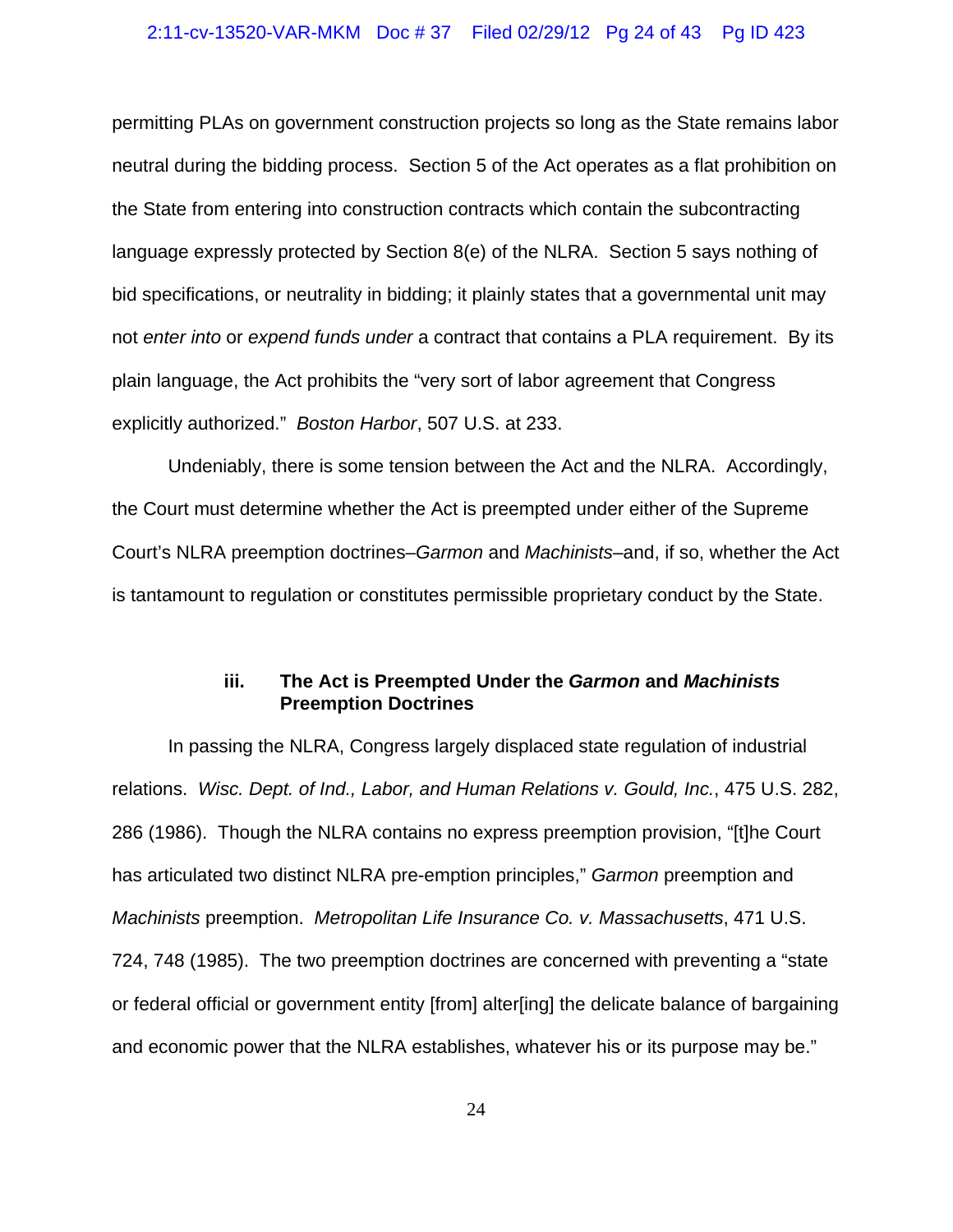permitting PLAs on government construction projects so long as the State remains labor neutral during the bidding process. Section 5 of the Act operates as a flat prohibition on the State from entering into construction contracts which contain the subcontracting language expressly protected by Section 8(e) of the NLRA. Section 5 says nothing of bid specifications, or neutrality in bidding; it plainly states that a governmental unit may not *enter into* or *expend funds under* a contract that contains a PLA requirement. By its plain language, the Act prohibits the "very sort of labor agreement that Congress explicitly authorized." *Boston Harbor*, 507 U.S. at 233.

Undeniably, there is some tension between the Act and the NLRA. Accordingly, the Court must determine whether the Act is preempted under either of the Supreme Court's NLRA preemption doctrines–*Garmon* and *Machinists*–and, if so, whether the Act is tantamount to regulation or constitutes permissible proprietary conduct by the State.

### iii. The Act is Preempted Under the *Garmon* and *Machinists* Preemption Doctrines

In passing the NLRA, Congress largely displaced state regulation of industrial relations. *Wisc. Dept. of Ind., Labor, and Human Relations v. Gould, Inc.*, 475 U.S. 282, 286 (1986). Though the NLRA contains no express preemption provision, "[t]he Court has articulated two distinct NLRA pre-emption principles," *Garmon* preemption and *Machinists* preemption. *Metropolitan Life Insurance Co. v. Massachusetts*, 471 U.S. 724, 748 (1985). The two preemption doctrines are concerned with preventing a "state or federal official or government entity [from] alter[ing] the delicate balance of bargaining and economic power that the NLRA establishes, whatever his or its purpose may be."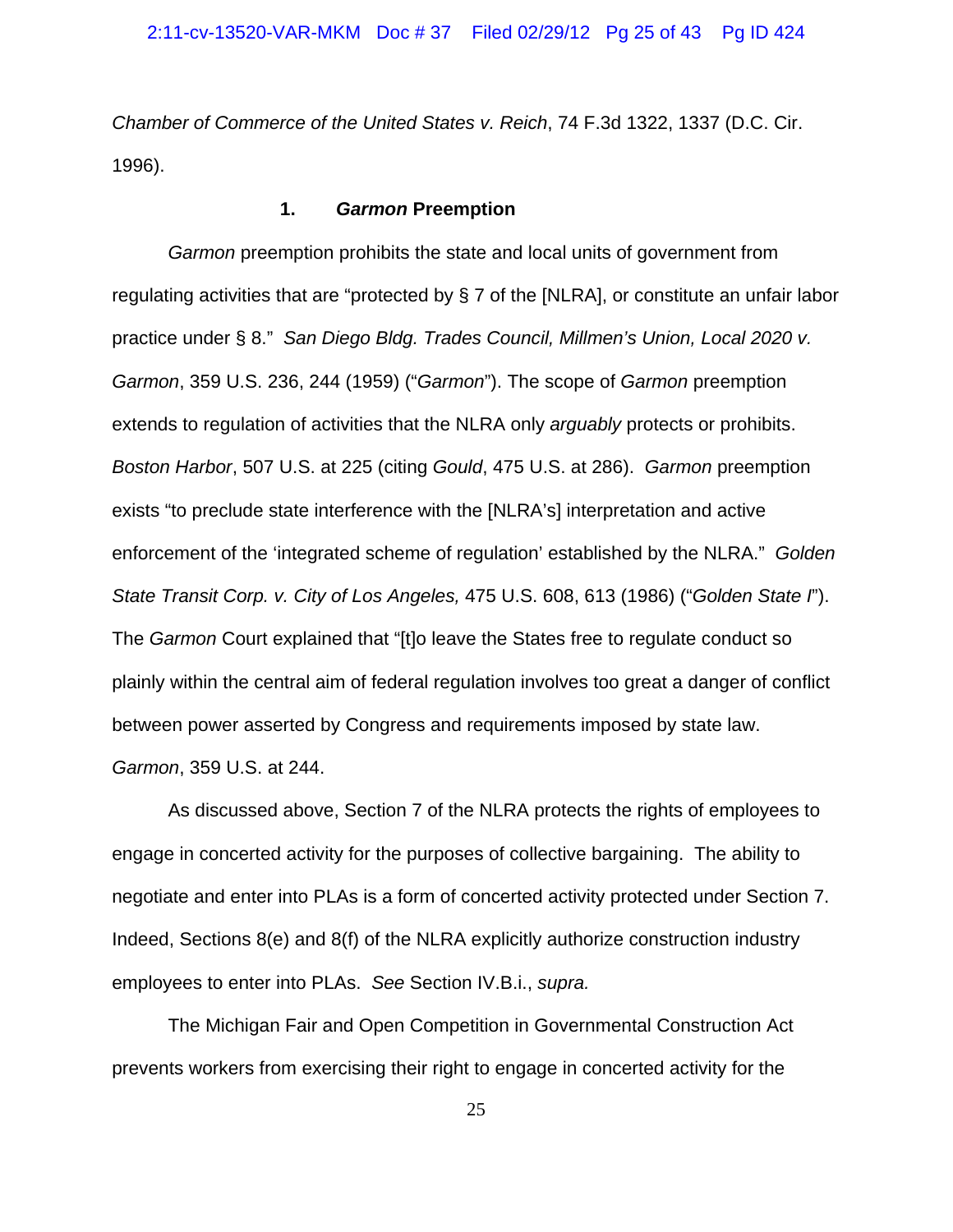*Chamber of Commerce of the United States v. Reich*, 74 F.3d 1322, 1337 (D.C. Cir. 1996).

### 1. *Garmon* Preemption

*Garmon* preemption prohibits the state and local units of government from regulating activities that are "protected by § 7 of the [NLRA], or constitute an unfair labor practice under § 8." *San Diego Bldg. Trades Council, Millmen's Union, Local 2020 v. Garmon*, 359 U.S. 236, 244 (1959) ("*Garmon*"). The scope of *Garmon* preemption extends to regulation of activities that the NLRA only *arguably* protects or prohibits. *Boston Harbor*, 507 U.S. at 225 (citing *Gould*, 475 U.S. at 286). *Garmon* preemption exists "to preclude state interference with the [NLRA's] interpretation and active enforcement of the 'integrated scheme of regulation' established by the NLRA." *Golden State Transit Corp. v. City of Los Angeles,* 475 U.S. 608, 613 (1986) ("*Golden State I*"). The *Garmon* Court explained that "[t]o leave the States free to regulate conduct so plainly within the central aim of federal regulation involves too great a danger of conflict between power asserted by Congress and requirements imposed by state law. *Garmon*, 359 U.S. at 244.

As discussed above, Section 7 of the NLRA protects the rights of employees to engage in concerted activity for the purposes of collective bargaining. The ability to negotiate and enter into PLAs is a form of concerted activity protected under Section 7. Indeed, Sections 8(e) and 8(f) of the NLRA explicitly authorize construction industry employees to enter into PLAs. *See* Section IV.B.i., *supra.*

The Michigan Fair and Open Competition in Governmental Construction Act prevents workers from exercising their right to engage in concerted activity for the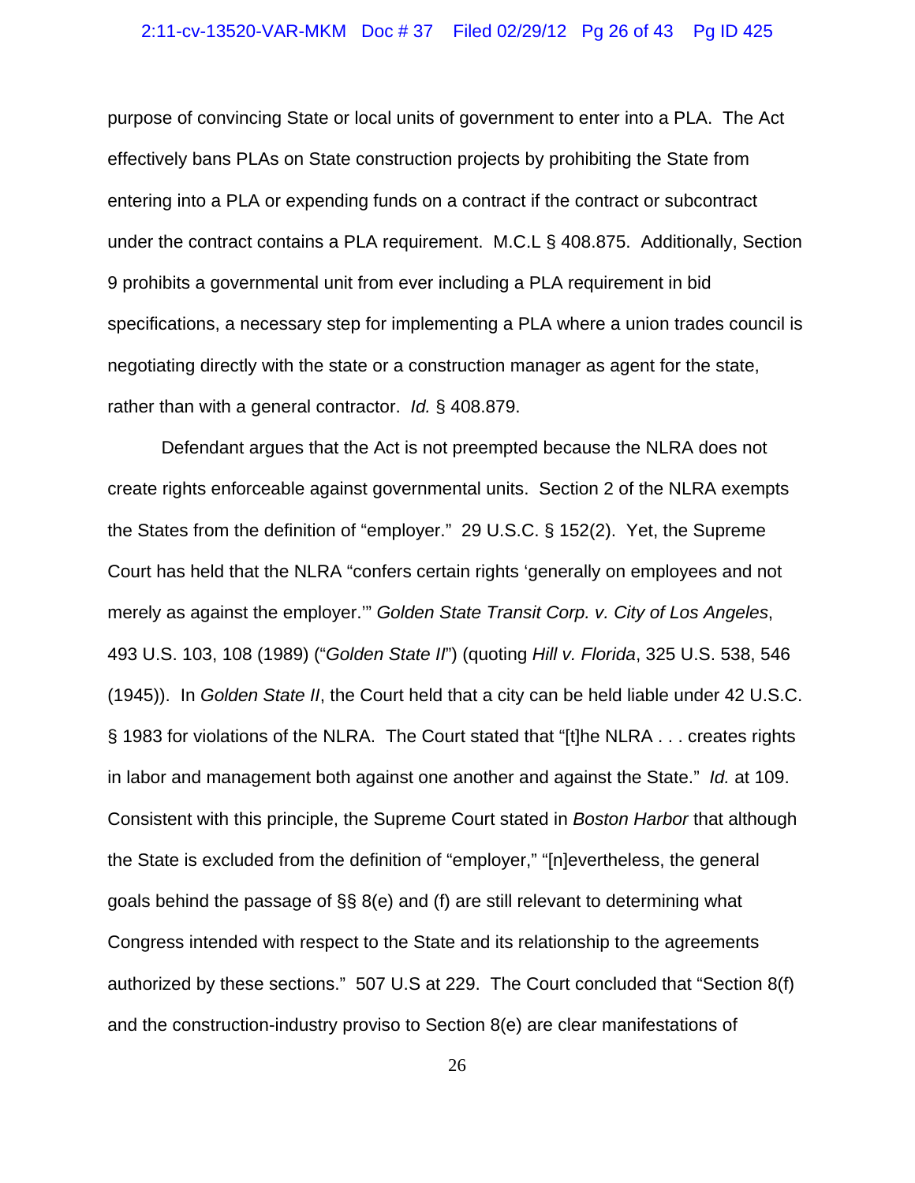purpose of convincing State or local units of government to enter into a PLA. The Act effectively bans PLAs on State construction projects by prohibiting the State from entering into a PLA or expending funds on a contract if the contract or subcontract under the contract contains a PLA requirement. M.C.L § 408.875. Additionally, Section 9 prohibits a governmental unit from ever including a PLA requirement in bid specifications, a necessary step for implementing a PLA where a union trades council is negotiating directly with the state or a construction manager as agent for the state, rather than with a general contractor. *Id.* § 408.879.

Defendant argues that the Act is not preempted because the NLRA does not create rights enforceable against governmental units. Section 2 of the NLRA exempts the States from the definition of "employer." 29 U.S.C. § 152(2). Yet, the Supreme Court has held that the NLRA "confers certain rights 'generally on employees and not merely as against the employer.'" *Golden State Transit Corp. v. City of Los Angeles*, 493 U.S. 103, 108 (1989) ("*Golden State II*") (quoting *Hill v. Florida*, 325 U.S. 538, 546 (1945)). In *Golden State II*, the Court held that a city can be held liable under 42 U.S.C. § 1983 for violations of the NLRA. The Court stated that "[t]he NLRA . . . creates rights in labor and management both against one another and against the State." *Id.* at 109. Consistent with this principle, the Supreme Court stated in *Boston Harbor* that although the State is excluded from the definition of "employer," "[n]evertheless, the general goals behind the passage of §§ 8(e) and (f) are still relevant to determining what Congress intended with respect to the State and its relationship to the agreements authorized by these sections." 507 U.S at 229. The Court concluded that "Section 8(f) and the construction-industry proviso to Section 8(e) are clear manifestations of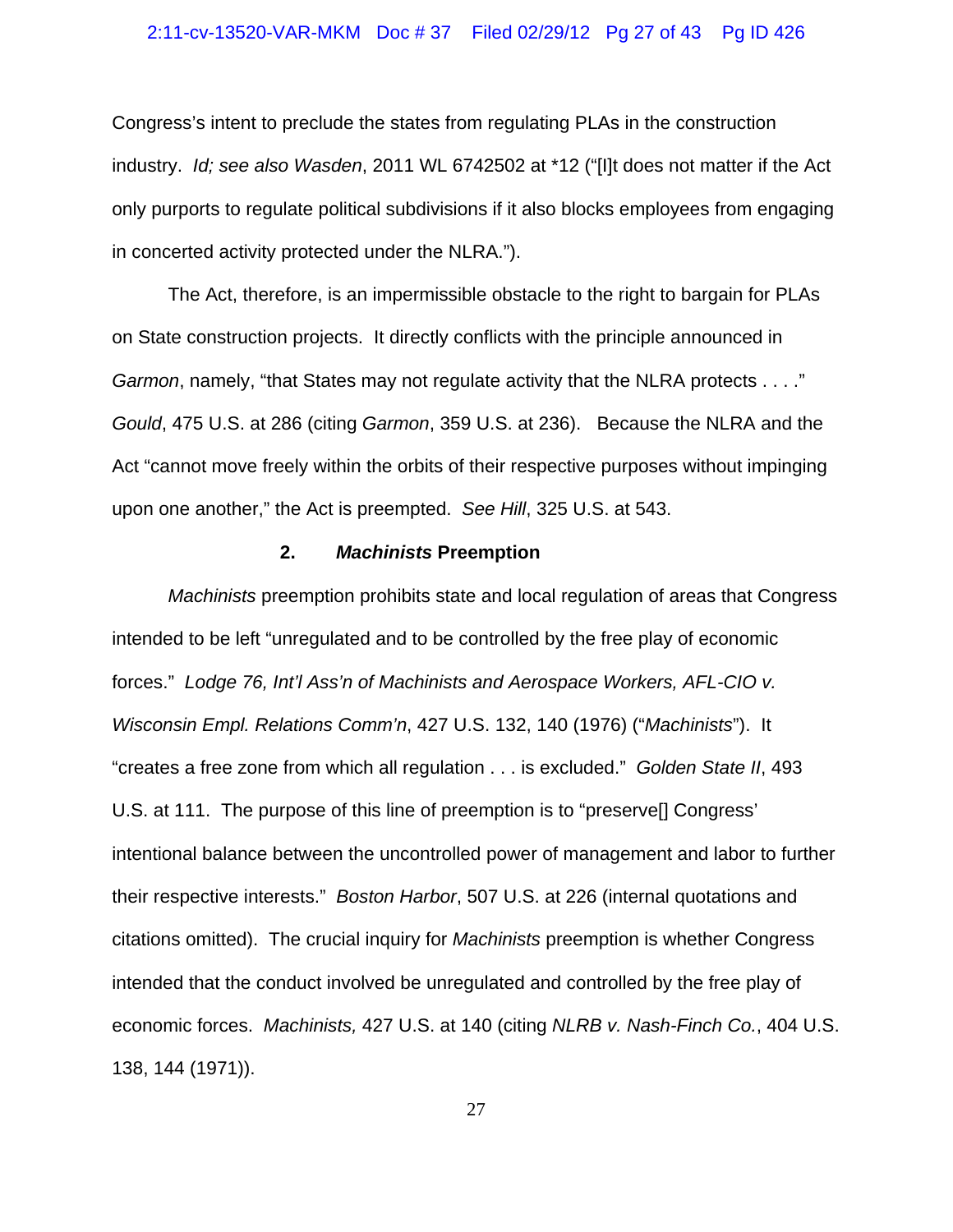Congress's intent to preclude the states from regulating PLAs in the construction industry. *Id; see also Wasden*, 2011 WL 6742502 at *12 ("[I]t does not matter if the Act only purports to regulate political subdivisions if it also blocks employees from engaging in concerted activity protected under the NLRA.").

The Act, therefore, is an impermissible obstacle to the right to bargain for PLAs on State construction projects. It directly conflicts with the principle announced in *Garmon*, namely, "that States may not regulate activity that the NLRA protects . . . ." *Gould*, 475 U.S. at 286 (citing *Garmon*, 359 U.S. at 236). Because the NLRA and the Act "cannot move freely within the orbits of their respective purposes without impinging upon one another," the Act is preempted. *See Hill*, 325 U.S. at 543.

### 2. *Machinists* Preemption

*Machinists* preemption prohibits state and local regulation of areas that Congress intended to be left "unregulated and to be controlled by the free play of economic forces." *Lodge 76, Int'l Ass'n of Machinists and Aerospace Workers, AFL-CIO v. Wisconsin Empl. Relations Comm'n*, 427 U.S. 132, 140 (1976) ("*Machinists*"). It "creates a free zone from which all regulation . . . is excluded." *Golden State II*, 493 U.S. at 111. The purpose of this line of preemption is to "preserve[] Congress' intentional balance between the uncontrolled power of management and labor to further their respective interests." *Boston Harbor*, 507 U.S. at 226 (internal quotations and citations omitted). The crucial inquiry for *Machinists* preemption is whether Congress intended that the conduct involved be unregulated and controlled by the free play of economic forces. *Machinists,* 427 U.S. at 140 (citing *NLRB v. Nash-Finch Co.*, 404 U.S. 138, 144 (1971)).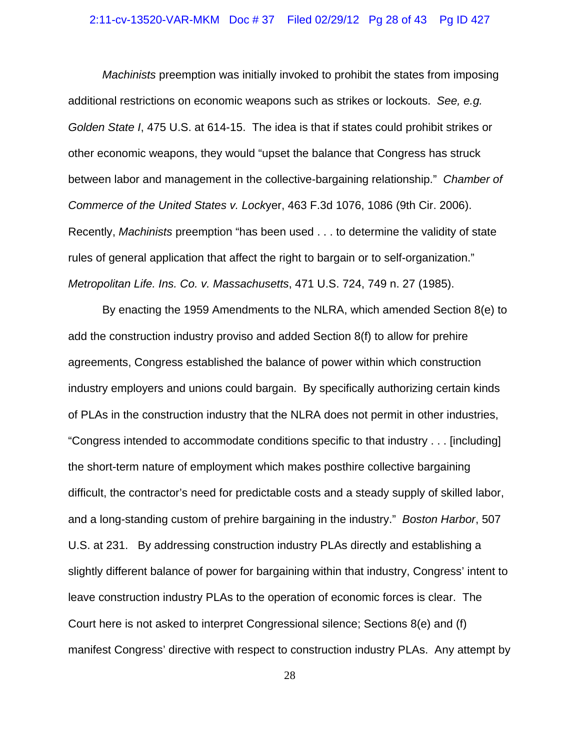*Machinists* preemption was initially invoked to prohibit the states from imposing additional restrictions on economic weapons such as strikes or lockouts. *See, e.g. Golden State I*, 475 U.S. at 614-15. The idea is that if states could prohibit strikes or other economic weapons, they would "upset the balance that Congress has struck between labor and management in the collective-bargaining relationship." *Chamber of Commerce of the United States v. Lock*yer, 463 F.3d 1076, 1086 (9th Cir. 2006). Recently, *Machinists* preemption "has been used . . . to determine the validity of state rules of general application that affect the right to bargain or to self-organization." *Metropolitan Life. Ins. Co. v. Massachusetts*, 471 U.S. 724, 749 n. 27 (1985).

By enacting the 1959 Amendments to the NLRA, which amended Section 8(e) to add the construction industry proviso and added Section 8(f) to allow for prehire agreements, Congress established the balance of power within which construction industry employers and unions could bargain. By specifically authorizing certain kinds of PLAs in the construction industry that the NLRA does not permit in other industries, "Congress intended to accommodate conditions specific to that industry . . . [including] the short-term nature of employment which makes posthire collective bargaining difficult, the contractor's need for predictable costs and a steady supply of skilled labor, and a long-standing custom of prehire bargaining in the industry." *Boston Harbor*, 507 U.S. at 231. By addressing construction industry PLAs directly and establishing a slightly different balance of power for bargaining within that industry, Congress' intent to leave construction industry PLAs to the operation of economic forces is clear. The Court here is not asked to interpret Congressional silence; Sections 8(e) and (f) manifest Congress' directive with respect to construction industry PLAs. Any attempt by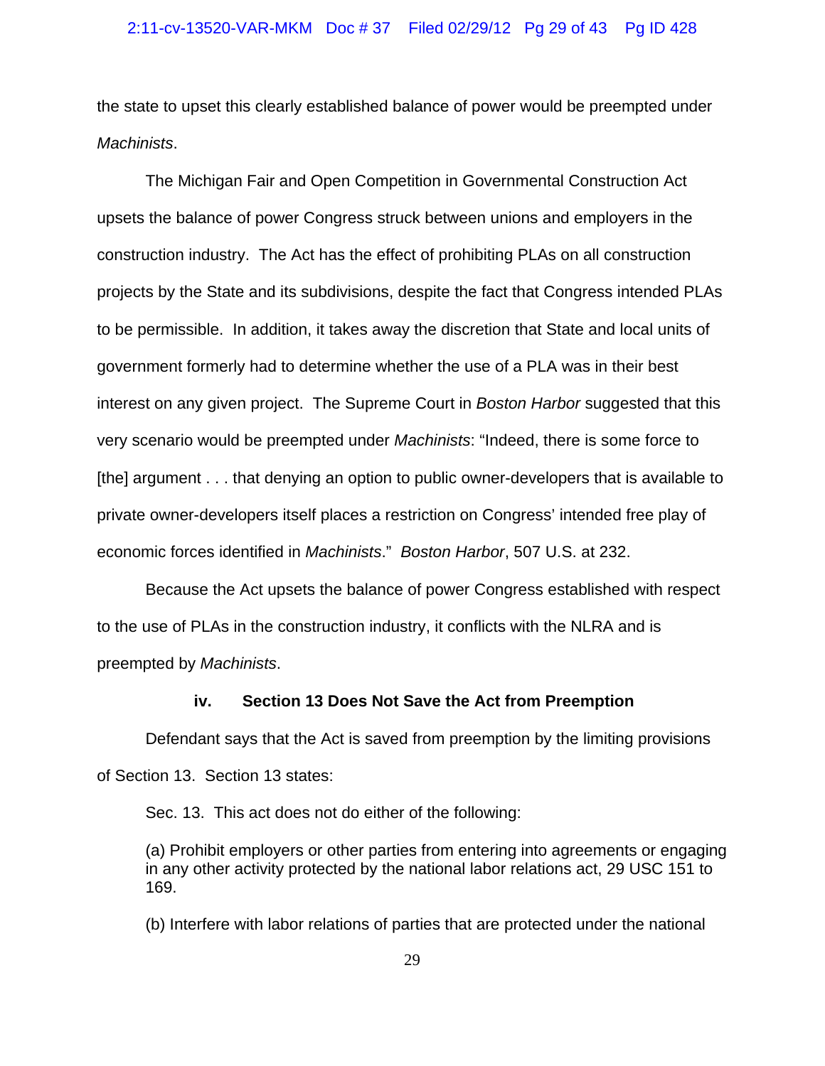the state to upset this clearly established balance of power would be preempted under *Machinists*.

The Michigan Fair and Open Competition in Governmental Construction Act upsets the balance of power Congress struck between unions and employers in the construction industry. The Act has the effect of prohibiting PLAs on all construction projects by the State and its subdivisions, despite the fact that Congress intended PLAs to be permissible. In addition, it takes away the discretion that State and local units of government formerly had to determine whether the use of a PLA was in their best interest on any given project. The Supreme Court in *Boston Harbor* suggested that this very scenario would be preempted under *Machinists*: "Indeed, there is some force to [the] argument . . . that denying an option to public owner-developers that is available to private owner-developers itself places a restriction on Congress' intended free play of economic forces identified in *Machinists*." *Boston Harbor*, 507 U.S. at 232.

Because the Act upsets the balance of power Congress established with respect to the use of PLAs in the construction industry, it conflicts with the NLRA and is preempted by *Machinists*.

#### iv. Section 13 Does Not Save the Act from Preemption

Defendant says that the Act is saved from preemption by the limiting provisions of Section 13. Section 13 states:

> Sec. 13. This act does not do either of the following:
>
> (a) Prohibit employers or other parties from entering into agreements or engaging in any other activity protected by the national labor relations act, 29 USC 151 to 169.
>
> (b) Interfere with labor relations of parties that are protected under the national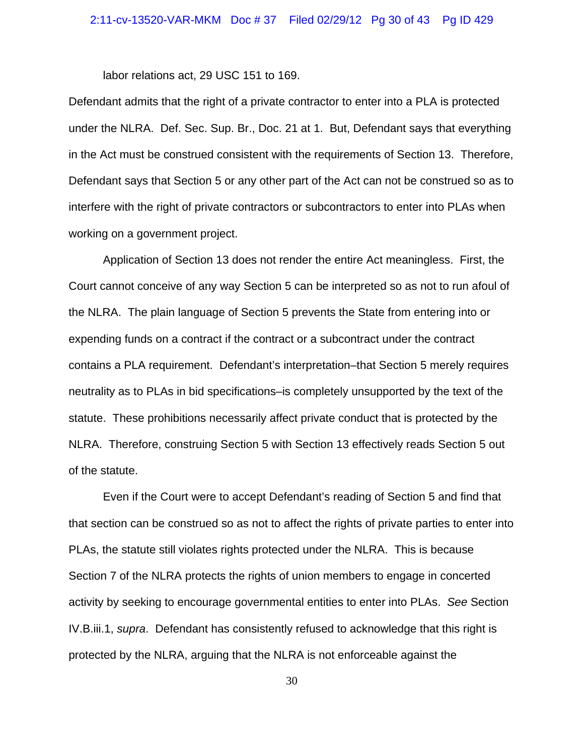labor relations act, 29 USC 151 to 169.

Defendant admits that the right of a private contractor to enter into a PLA is protected under the NLRA. Def. Sec. Sup. Br., Doc. 21 at 1. But, Defendant says that everything in the Act must be construed consistent with the requirements of Section 13. Therefore, Defendant says that Section 5 or any other part of the Act can not be construed so as to interfere with the right of private contractors or subcontractors to enter into PLAs when working on a government project.

Application of Section 13 does not render the entire Act meaningless. First, the Court cannot conceive of any way Section 5 can be interpreted so as not to run afoul of the NLRA. The plain language of Section 5 prevents the State from entering into or expending funds on a contract if the contract or a subcontract under the contract contains a PLA requirement. Defendant's interpretation–that Section 5 merely requires neutrality as to PLAs in bid specifications–is completely unsupported by the text of the statute. These prohibitions necessarily affect private conduct that is protected by the NLRA. Therefore, construing Section 5 with Section 13 effectively reads Section 5 out of the statute.

Even if the Court were to accept Defendant's reading of Section 5 and find that that section can be construed so as not to affect the rights of private parties to enter into PLAs, the statute still violates rights protected under the NLRA. This is because Section 7 of the NLRA protects the rights of union members to engage in concerted activity by seeking to encourage governmental entities to enter into PLAs. *See* Section IV.B.iii.1, *supra*. Defendant has consistently refused to acknowledge that this right is protected by the NLRA, arguing that the NLRA is not enforceable against the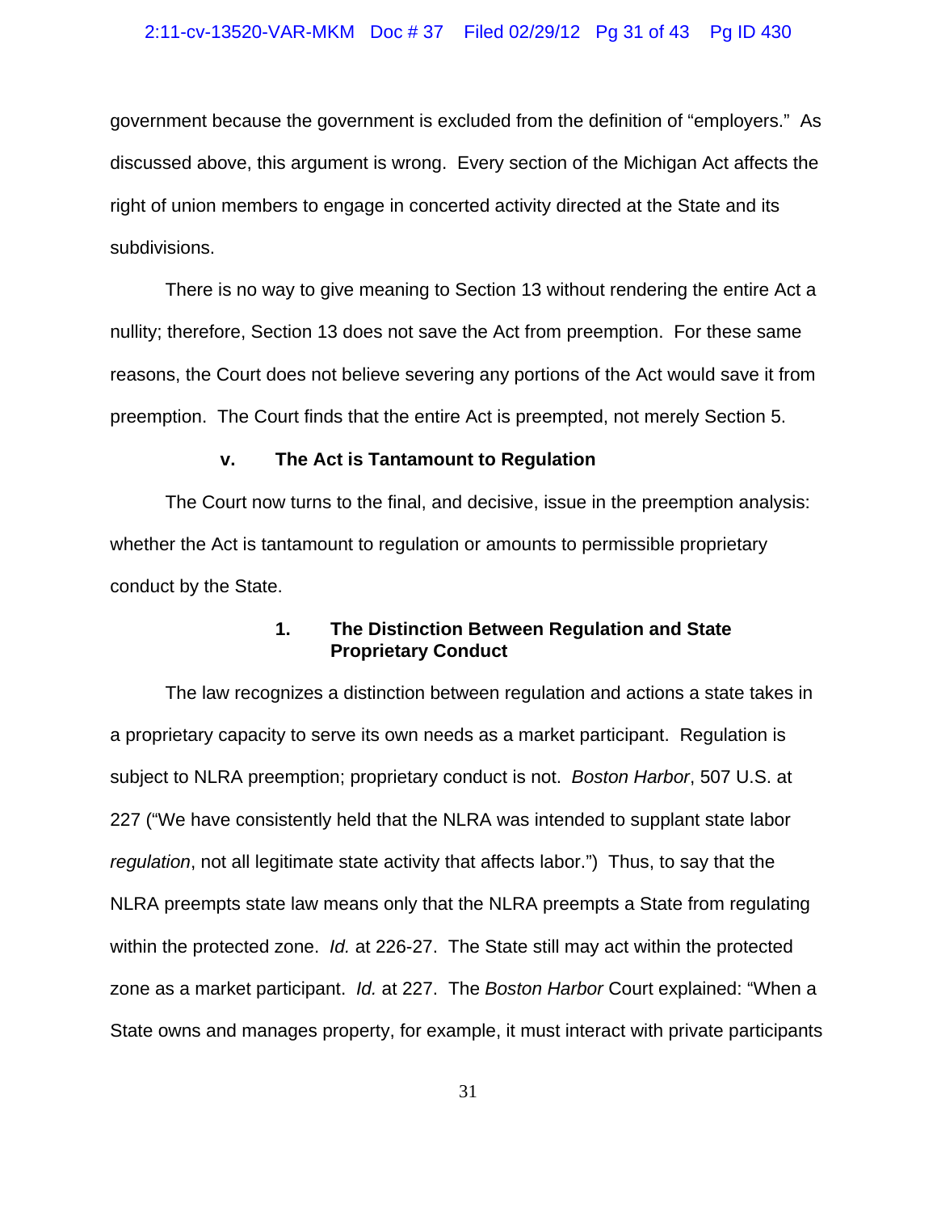government because the government is excluded from the definition of "employers." As discussed above, this argument is wrong. Every section of the Michigan Act affects the right of union members to engage in concerted activity directed at the State and its subdivisions.

There is no way to give meaning to Section 13 without rendering the entire Act a nullity; therefore, Section 13 does not save the Act from preemption. For these same reasons, the Court does not believe severing any portions of the Act would save it from preemption. The Court finds that the entire Act is preempted, not merely Section 5.

#### v. The Act is Tantamount to Regulation

The Court now turns to the final, and decisive, issue in the preemption analysis: whether the Act is tantamount to regulation or amounts to permissible proprietary conduct by the State.

##### 1. The Distinction Between Regulation and State Proprietary Conduct

The law recognizes a distinction between regulation and actions a state takes in a proprietary capacity to serve its own needs as a market participant. Regulation is subject to NLRA preemption; proprietary conduct is not. *Boston Harbor*, 507 U.S. at 227 ("We have consistently held that the NLRA was intended to supplant state labor *regulation*, not all legitimate state activity that affects labor.") Thus, to say that the NLRA preempts state law means only that the NLRA preempts a State from regulating within the protected zone. *Id.* at 226-27. The State still may act within the protected zone as a market participant. *Id.* at 227. The *Boston Harbor* Court explained: "When a State owns and manages property, for example, it must interact with private participants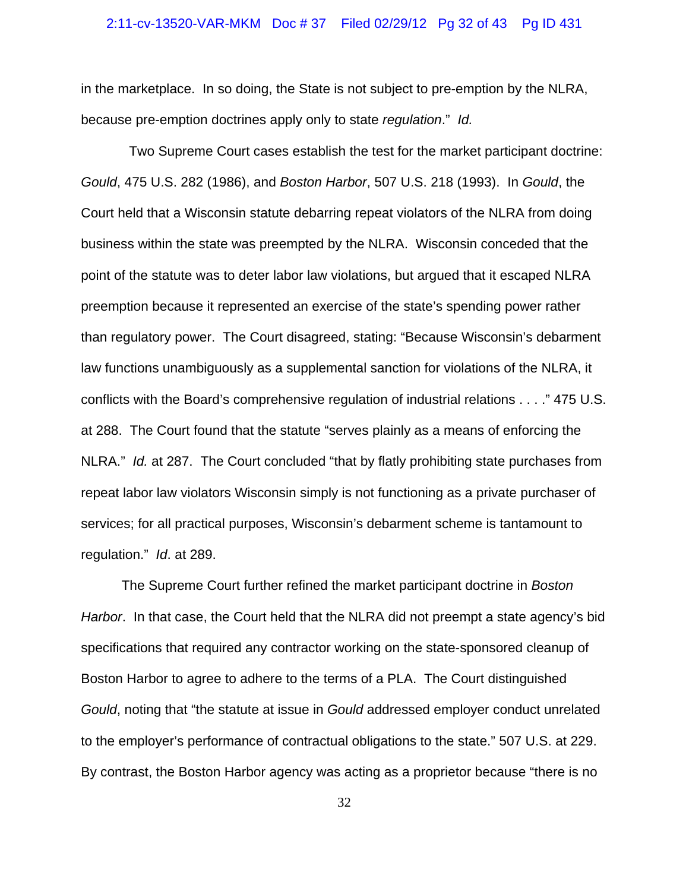in the marketplace. In so doing, the State is not subject to pre-emption by the NLRA, because pre-emption doctrines apply only to state *regulation*." *Id.*

Two Supreme Court cases establish the test for the market participant doctrine: *Gould*, 475 U.S. 282 (1986), and *Boston Harbor*, 507 U.S. 218 (1993). In *Gould*, the Court held that a Wisconsin statute debarring repeat violators of the NLRA from doing business within the state was preempted by the NLRA. Wisconsin conceded that the point of the statute was to deter labor law violations, but argued that it escaped NLRA preemption because it represented an exercise of the state's spending power rather than regulatory power. The Court disagreed, stating: "Because Wisconsin's debarment law functions unambiguously as a supplemental sanction for violations of the NLRA, it conflicts with the Board's comprehensive regulation of industrial relations . . . ." 475 U.S. at 288. The Court found that the statute "serves plainly as a means of enforcing the NLRA." *Id.* at 287. The Court concluded "that by flatly prohibiting state purchases from repeat labor law violators Wisconsin simply is not functioning as a private purchaser of services; for all practical purposes, Wisconsin's debarment scheme is tantamount to regulation." *Id*. at 289.

The Supreme Court further refined the market participant doctrine in *Boston Harbor*. In that case, the Court held that the NLRA did not preempt a state agency's bid specifications that required any contractor working on the state-sponsored cleanup of Boston Harbor to agree to adhere to the terms of a PLA. The Court distinguished *Gould*, noting that "the statute at issue in *Gould* addressed employer conduct unrelated to the employer's performance of contractual obligations to the state." 507 U.S. at 229. By contrast, the Boston Harbor agency was acting as a proprietor because "there is no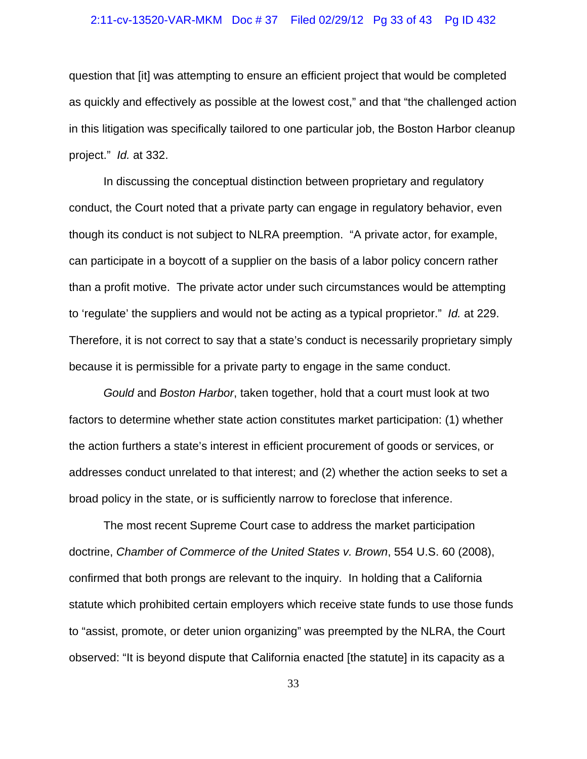question that [it] was attempting to ensure an efficient project that would be completed as quickly and effectively as possible at the lowest cost," and that "the challenged action in this litigation was specifically tailored to one particular job, the Boston Harbor cleanup project." *Id.* at 332.

In discussing the conceptual distinction between proprietary and regulatory conduct, the Court noted that a private party can engage in regulatory behavior, even though its conduct is not subject to NLRA preemption. "A private actor, for example, can participate in a boycott of a supplier on the basis of a labor policy concern rather than a profit motive. The private actor under such circumstances would be attempting to 'regulate' the suppliers and would not be acting as a typical proprietor." *Id.* at 229. Therefore, it is not correct to say that a state's conduct is necessarily proprietary simply because it is permissible for a private party to engage in the same conduct.

*Gould* and *Boston Harbor*, taken together, hold that a court must look at two factors to determine whether state action constitutes market participation: (1) whether the action furthers a state's interest in efficient procurement of goods or services, or addresses conduct unrelated to that interest; and (2) whether the action seeks to set a broad policy in the state, or is sufficiently narrow to foreclose that inference.

The most recent Supreme Court case to address the market participation doctrine, *Chamber of Commerce of the United States v. Brown*, 554 U.S. 60 (2008), confirmed that both prongs are relevant to the inquiry. In holding that a California statute which prohibited certain employers which receive state funds to use those funds to "assist, promote, or deter union organizing" was preempted by the NLRA, the Court observed: "It is beyond dispute that California enacted [the statute] in its capacity as a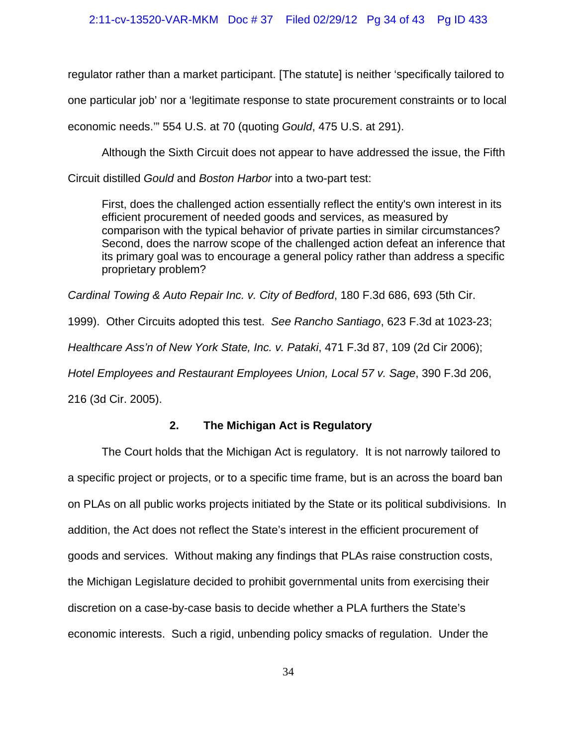regulator rather than a market participant. [The statute] is neither 'specifically tailored to one particular job' nor a 'legitimate response to state procurement constraints or to local economic needs.'" 554 U.S. at 70 (quoting *Gould*, 475 U.S. at 291).

Although the Sixth Circuit does not appear to have addressed the issue, the Fifth Circuit distilled *Gould* and *Boston Harbor* into a two-part test:

> First, does the challenged action essentially reflect the entity's own interest in its efficient procurement of needed goods and services, as measured by comparison with the typical behavior of private parties in similar circumstances? Second, does the narrow scope of the challenged action defeat an inference that its primary goal was to encourage a general policy rather than address a specific proprietary problem?

*Cardinal Towing & Auto Repair Inc. v. City of Bedford*, 180 F.3d 686, 693 (5th Cir. 1999). Other Circuits adopted this test. *See Rancho Santiago*, 623 F.3d at 1023-23; *Healthcare Ass'n of New York State, Inc. v. Pataki*, 471 F.3d 87, 109 (2d Cir 2006); *Hotel Employees and Restaurant Employees Union, Local 57 v. Sage*, 390 F.3d 206, 216 (3d Cir. 2005).

### 2. The Michigan Act is Regulatory

The Court holds that the Michigan Act is regulatory. It is not narrowly tailored to a specific project or projects, or to a specific time frame, but is an across the board ban on PLAs on all public works projects initiated by the State or its political subdivisions. In addition, the Act does not reflect the State's interest in the efficient procurement of goods and services. Without making any findings that PLAs raise construction costs, the Michigan Legislature decided to prohibit governmental units from exercising their discretion on a case-by-case basis to decide whether a PLA furthers the State's economic interests. Such a rigid, unbending policy smacks of regulation. Under the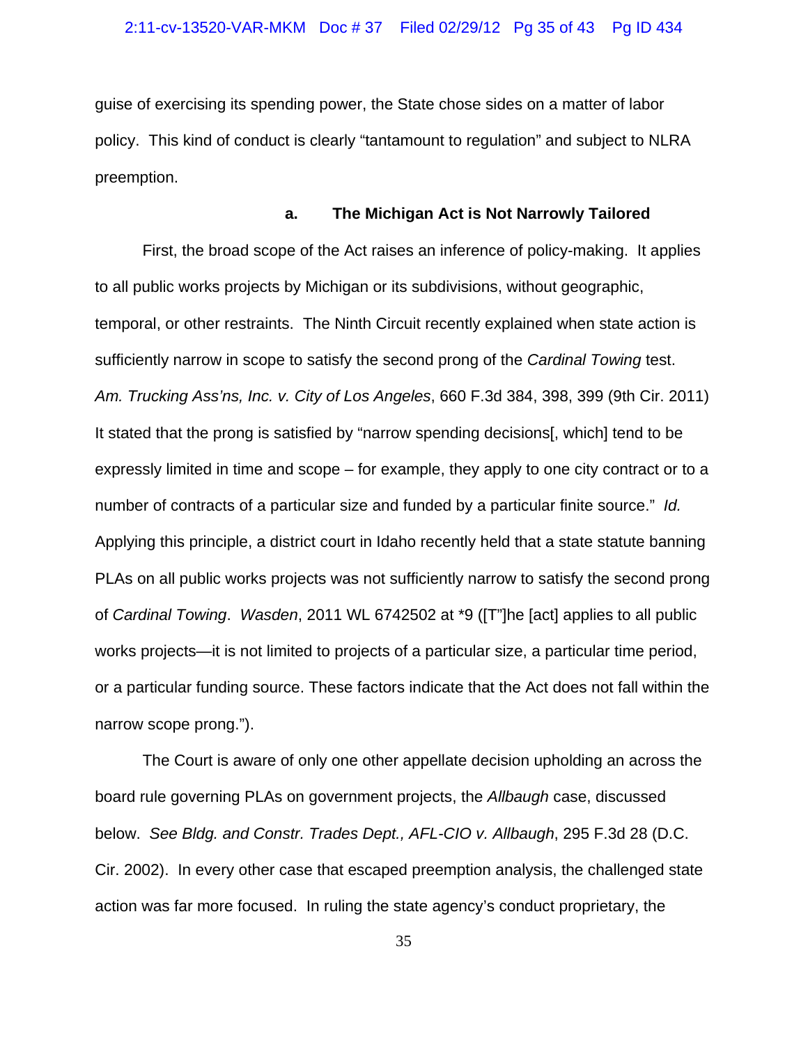guise of exercising its spending power, the State chose sides on a matter of labor policy. This kind of conduct is clearly "tantamount to regulation" and subject to NLRA preemption.

**a. The Michigan Act is Not Narrowly Tailored**

First, the broad scope of the Act raises an inference of policy-making. It applies to all public works projects by Michigan or its subdivisions, without geographic, temporal, or other restraints. The Ninth Circuit recently explained when state action is sufficiently narrow in scope to satisfy the second prong of the *Cardinal Towing* test. *Am. Trucking Ass'ns, Inc. v. City of Los Angeles*, 660 F.3d 384, 398, 399 (9th Cir. 2011) It stated that the prong is satisfied by "narrow spending decisions[, which] tend to be expressly limited in time and scope – for example, they apply to one city contract or to a number of contracts of a particular size and funded by a particular finite source." *Id.* Applying this principle, a district court in Idaho recently held that a state statute banning PLAs on all public works projects was not sufficiently narrow to satisfy the second prong of *Cardinal Towing*. *Wasden*, 2011 WL 6742502 at *9 ([T"]he [act] applies to all public works projects—it is not limited to projects of a particular size, a particular time period, or a particular funding source. These factors indicate that the Act does not fall within the narrow scope prong.").

The Court is aware of only one other appellate decision upholding an across the board rule governing PLAs on government projects, the *Allbaugh* case, discussed below. *See Bldg. and Constr. Trades Dept., AFL-CIO v. Allbaugh*, 295 F.3d 28 (D.C. Cir. 2002). In every other case that escaped preemption analysis, the challenged state action was far more focused. In ruling the state agency's conduct proprietary, the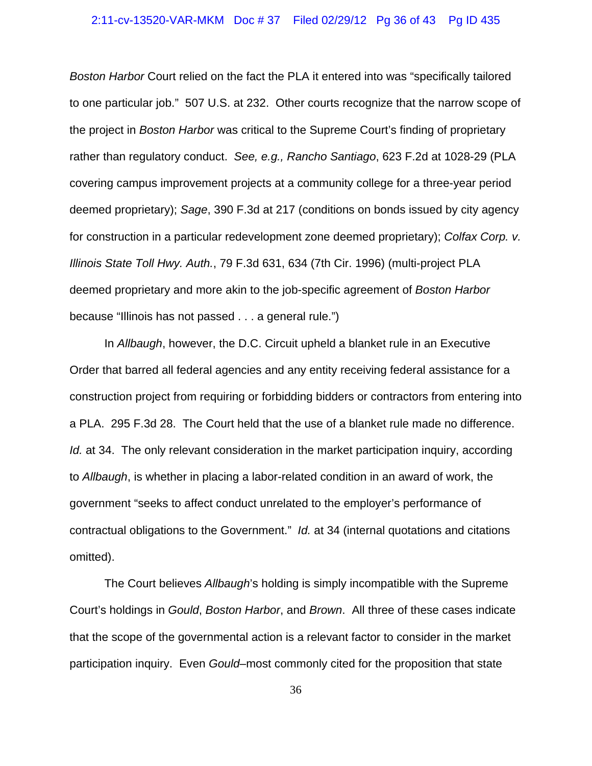*Boston Harbor* Court relied on the fact the PLA it entered into was "specifically tailored to one particular job." 507 U.S. at 232. Other courts recognize that the narrow scope of the project in *Boston Harbor* was critical to the Supreme Court's finding of proprietary rather than regulatory conduct. *See, e.g., Rancho Santiago*, 623 F.2d at 1028-29 (PLA covering campus improvement projects at a community college for a three-year period deemed proprietary); *Sage*, 390 F.3d at 217 (conditions on bonds issued by city agency for construction in a particular redevelopment zone deemed proprietary); *Colfax Corp. v. Illinois State Toll Hwy. Auth.*, 79 F.3d 631, 634 (7th Cir. 1996) (multi-project PLA deemed proprietary and more akin to the job-specific agreement of *Boston Harbor* because "Illinois has not passed . . . a general rule.")

In *Allbaugh*, however, the D.C. Circuit upheld a blanket rule in an Executive Order that barred all federal agencies and any entity receiving federal assistance for a construction project from requiring or forbidding bidders or contractors from entering into a PLA. 295 F.3d 28. The Court held that the use of a blanket rule made no difference. *Id.* at 34. The only relevant consideration in the market participation inquiry, according to *Allbaugh*, is whether in placing a labor-related condition in an award of work, the government "seeks to affect conduct unrelated to the employer's performance of contractual obligations to the Government." *Id.* at 34 (internal quotations and citations omitted).

The Court believes *Allbaugh*'s holding is simply incompatible with the Supreme Court's holdings in *Gould*, *Boston Harbor*, and *Brown*. All three of these cases indicate that the scope of the governmental action is a relevant factor to consider in the market participation inquiry. Even *Gould*–most commonly cited for the proposition that state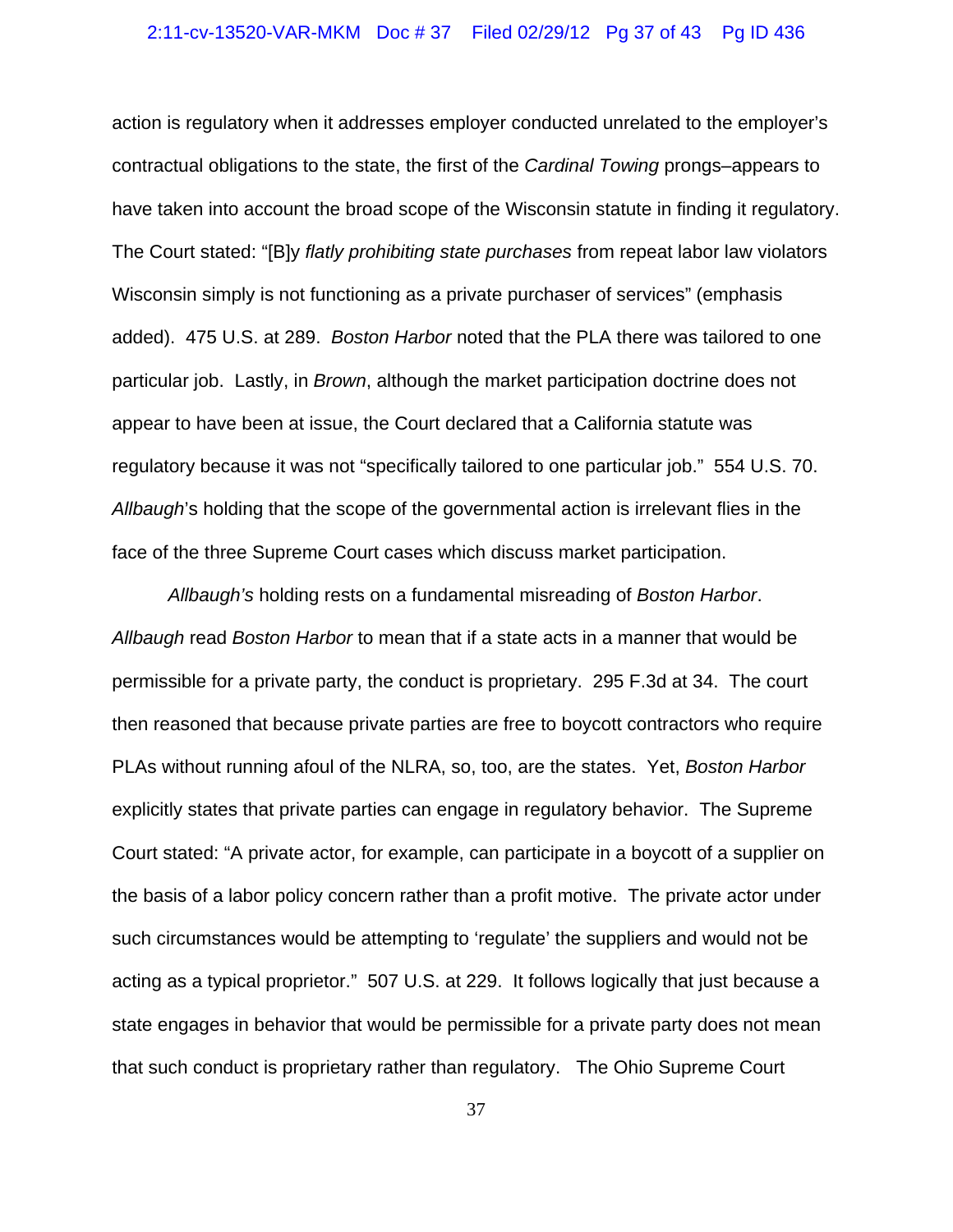action is regulatory when it addresses employer conducted unrelated to the employer's contractual obligations to the state, the first of the *Cardinal Towing* prongs–appears to have taken into account the broad scope of the Wisconsin statute in finding it regulatory. The Court stated: "[B]y *flatly prohibiting state purchases* from repeat labor law violators Wisconsin simply is not functioning as a private purchaser of services" (emphasis added). 475 U.S. at 289. *Boston Harbor* noted that the PLA there was tailored to one particular job. Lastly, in *Brown*, although the market participation doctrine does not appear to have been at issue, the Court declared that a California statute was regulatory because it was not "specifically tailored to one particular job." 554 U.S. 70. *Allbaugh*'s holding that the scope of the governmental action is irrelevant flies in the face of the three Supreme Court cases which discuss market participation.

*Allbaugh's* holding rests on a fundamental misreading of *Boston Harbor*. *Allbaugh* read *Boston Harbor* to mean that if a state acts in a manner that would be permissible for a private party, the conduct is proprietary. 295 F.3d at 34. The court then reasoned that because private parties are free to boycott contractors who require PLAs without running afoul of the NLRA, so, too, are the states. Yet, *Boston Harbor* explicitly states that private parties can engage in regulatory behavior. The Supreme Court stated: "A private actor, for example, can participate in a boycott of a supplier on the basis of a labor policy concern rather than a profit motive. The private actor under such circumstances would be attempting to 'regulate' the suppliers and would not be acting as a typical proprietor." 507 U.S. at 229. It follows logically that just because a state engages in behavior that would be permissible for a private party does not mean that such conduct is proprietary rather than regulatory. The Ohio Supreme Court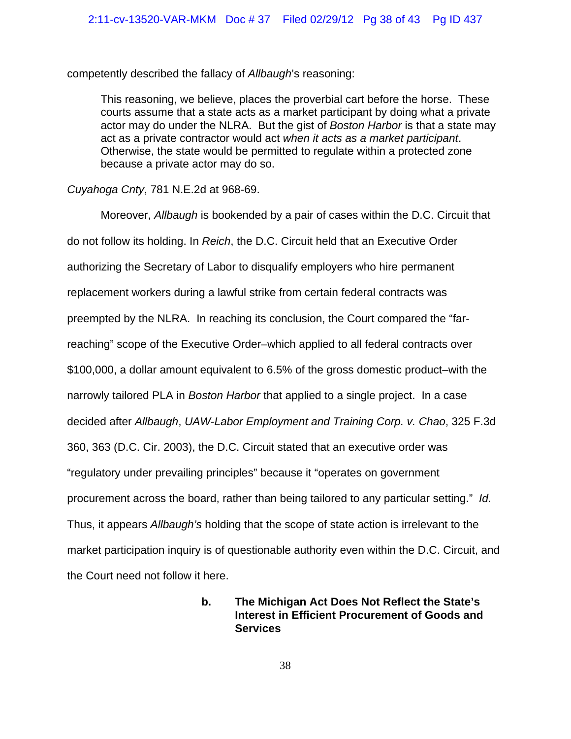competently described the fallacy of *Allbaugh*'s reasoning:

> This reasoning, we believe, places the proverbial cart before the horse. These courts assume that a state acts as a market participant by doing what a private actor may do under the NLRA. But the gist of *Boston Harbor* is that a state may act as a private contractor would act *when it acts as a market participant*. Otherwise, the state would be permitted to regulate within a protected zone because a private actor may do so.

*Cuyahoga Cnty*, 781 N.E.2d at 968-69.

Moreover, *Allbaugh* is bookended by a pair of cases within the D.C. Circuit that do not follow its holding. In *Reich*, the D.C. Circuit held that an Executive Order authorizing the Secretary of Labor to disqualify employers who hire permanent replacement workers during a lawful strike from certain federal contracts was preempted by the NLRA. In reaching its conclusion, the Court compared the "far-reaching" scope of the Executive Order–which applied to all federal contracts over $100,000, a dollar amount equivalent to 6.5% of the gross domestic product–with the narrowly tailored PLA in *Boston Harbor* that applied to a single project. In a case decided after *Allbaugh*, *UAW-Labor Employment and Training Corp. v. Chao*, 325 F.3d 360, 363 (D.C. Cir. 2003), the D.C. Circuit stated that an executive order was "regulatory under prevailing principles" because it "operates on government procurement across the board, rather than being tailored to any particular setting." *Id.* Thus, it appears *Allbaugh's* holding that the scope of state action is irrelevant to the market participation inquiry is of questionable authority even within the D.C. Circuit, and the Court need not follow it here.

**b. The Michigan Act Does Not Reflect the State's Interest in Efficient Procurement of Goods and Services**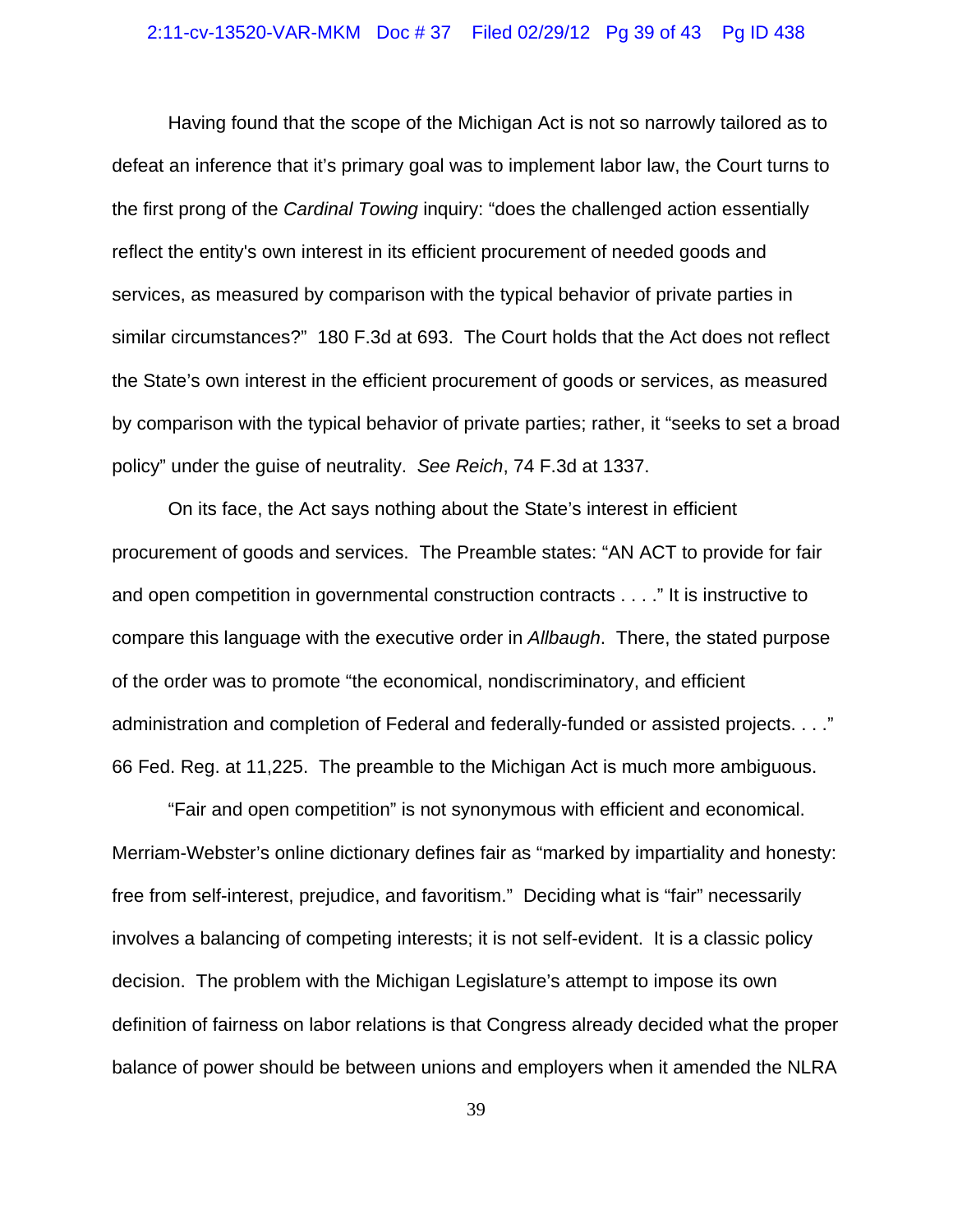Having found that the scope of the Michigan Act is not so narrowly tailored as to defeat an inference that it's primary goal was to implement labor law, the Court turns to the first prong of the *Cardinal Towing* inquiry: "does the challenged action essentially reflect the entity's own interest in its efficient procurement of needed goods and services, as measured by comparison with the typical behavior of private parties in similar circumstances?" 180 F.3d at 693. The Court holds that the Act does not reflect the State's own interest in the efficient procurement of goods or services, as measured by comparison with the typical behavior of private parties; rather, it "seeks to set a broad policy" under the guise of neutrality. *See Reich*, 74 F.3d at 1337.

On its face, the Act says nothing about the State's interest in efficient procurement of goods and services. The Preamble states: "AN ACT to provide for fair and open competition in governmental construction contracts . . . ." It is instructive to compare this language with the executive order in *Allbaugh*. There, the stated purpose of the order was to promote "the economical, nondiscriminatory, and efficient administration and completion of Federal and federally-funded or assisted projects. . . ." 66 Fed. Reg. at 11,225. The preamble to the Michigan Act is much more ambiguous.

"Fair and open competition" is not synonymous with efficient and economical. Merriam-Webster's online dictionary defines fair as "marked by impartiality and honesty: free from self-interest, prejudice, and favoritism." Deciding what is "fair" necessarily involves a balancing of competing interests; it is not self-evident. It is a classic policy decision. The problem with the Michigan Legislature's attempt to impose its own definition of fairness on labor relations is that Congress already decided what the proper balance of power should be between unions and employers when it amended the NLRA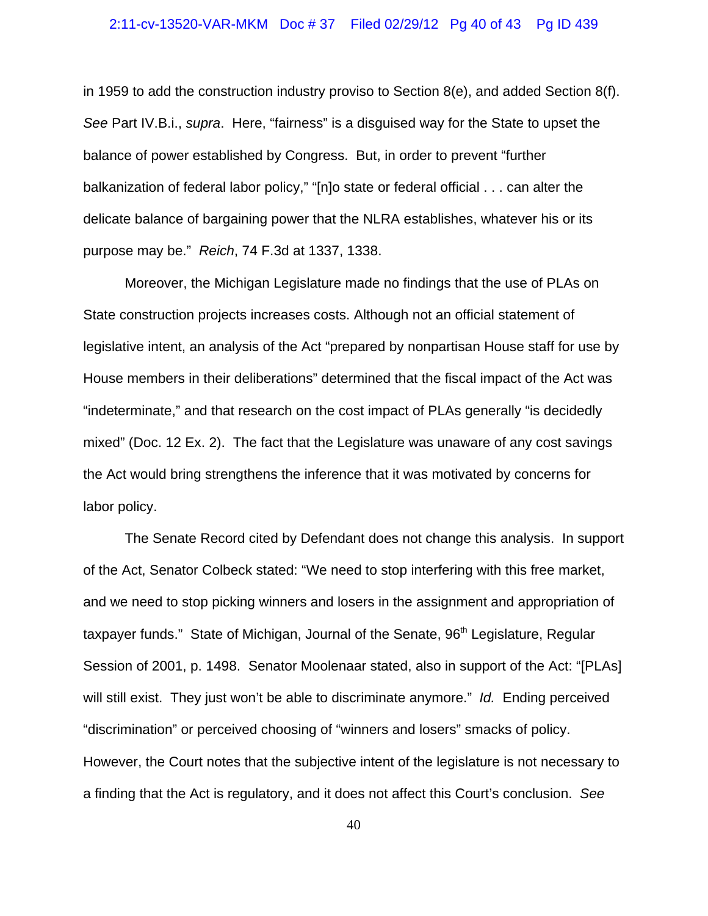in 1959 to add the construction industry proviso to Section 8(e), and added Section 8(f). *See* Part IV.B.i., *supra*. Here, "fairness" is a disguised way for the State to upset the balance of power established by Congress. But, in order to prevent "further balkanization of federal labor policy," "[n]o state or federal official . . . can alter the delicate balance of bargaining power that the NLRA establishes, whatever his or its purpose may be." *Reich*, 74 F.3d at 1337, 1338.

Moreover, the Michigan Legislature made no findings that the use of PLAs on State construction projects increases costs. Although not an official statement of legislative intent, an analysis of the Act "prepared by nonpartisan House staff for use by House members in their deliberations" determined that the fiscal impact of the Act was "indeterminate," and that research on the cost impact of PLAs generally "is decidedly mixed" (Doc. 12 Ex. 2). The fact that the Legislature was unaware of any cost savings the Act would bring strengthens the inference that it was motivated by concerns for labor policy.

The Senate Record cited by Defendant does not change this analysis. In support of the Act, Senator Colbeck stated: "We need to stop interfering with this free market, and we need to stop picking winners and losers in the assignment and appropriation of taxpayer funds." State of Michigan, Journal of the Senate, 96th Legislature, Regular Session of 2001, p. 1498. Senator Moolenaar stated, also in support of the Act: "[PLAs] will still exist. They just won't be able to discriminate anymore." *Id.* Ending perceived "discrimination" or perceived choosing of "winners and losers" smacks of policy. However, the Court notes that the subjective intent of the legislature is not necessary to a finding that the Act is regulatory, and it does not affect this Court's conclusion. *See*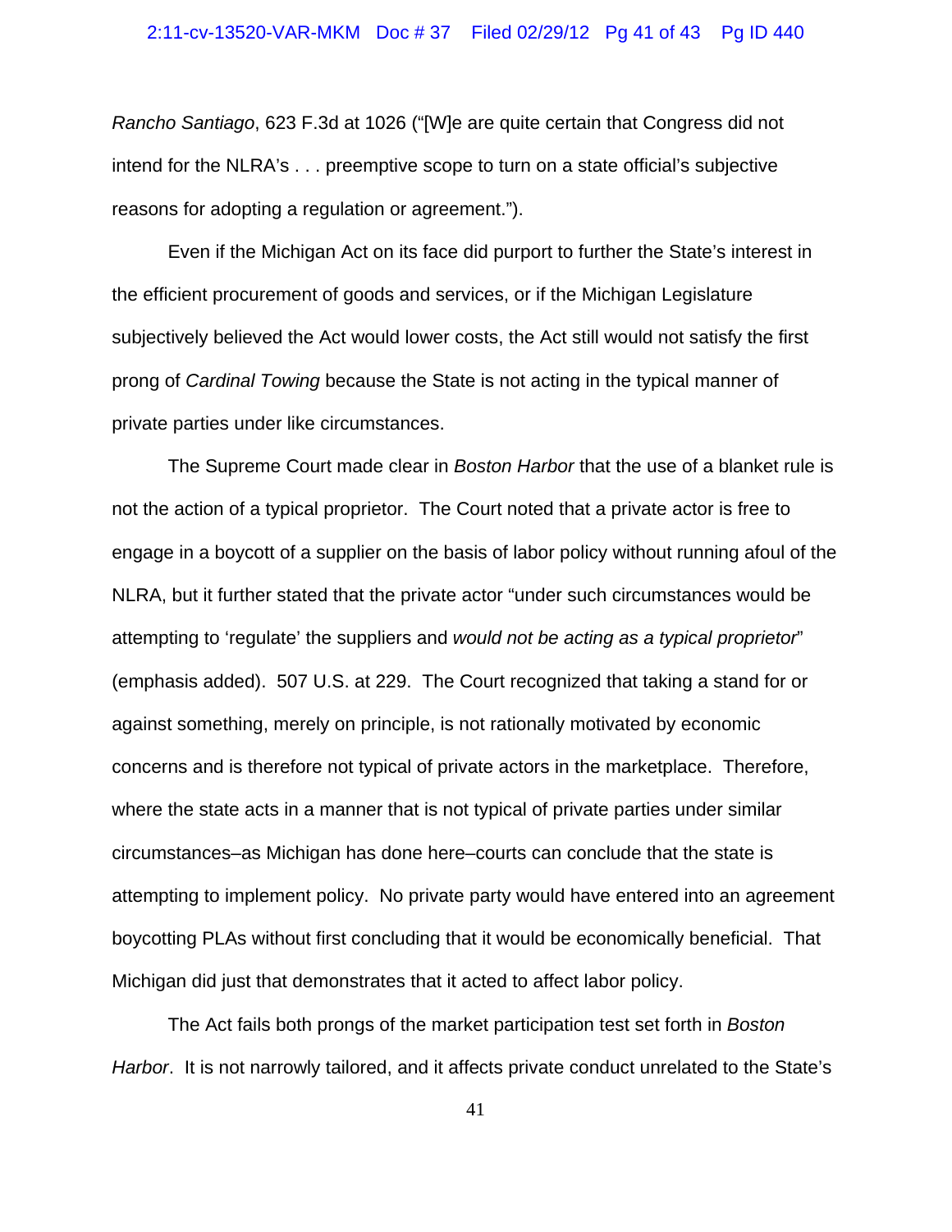*Rancho Santiago*, 623 F.3d at 1026 ("[W]e are quite certain that Congress did not intend for the NLRA's . . . preemptive scope to turn on a state official's subjective reasons for adopting a regulation or agreement.").

Even if the Michigan Act on its face did purport to further the State's interest in the efficient procurement of goods and services, or if the Michigan Legislature subjectively believed the Act would lower costs, the Act still would not satisfy the first prong of *Cardinal Towing* because the State is not acting in the typical manner of private parties under like circumstances.

The Supreme Court made clear in *Boston Harbor* that the use of a blanket rule is not the action of a typical proprietor. The Court noted that a private actor is free to engage in a boycott of a supplier on the basis of labor policy without running afoul of the NLRA, but it further stated that the private actor "under such circumstances would be attempting to 'regulate' the suppliers and *would not be acting as a typical proprietor*" (emphasis added). 507 U.S. at 229. The Court recognized that taking a stand for or against something, merely on principle, is not rationally motivated by economic concerns and is therefore not typical of private actors in the marketplace. Therefore, where the state acts in a manner that is not typical of private parties under similar circumstances–as Michigan has done here–courts can conclude that the state is attempting to implement policy. No private party would have entered into an agreement boycotting PLAs without first concluding that it would be economically beneficial. That Michigan did just that demonstrates that it acted to affect labor policy.

The Act fails both prongs of the market participation test set forth in *Boston Harbor*. It is not narrowly tailored, and it affects private conduct unrelated to the State's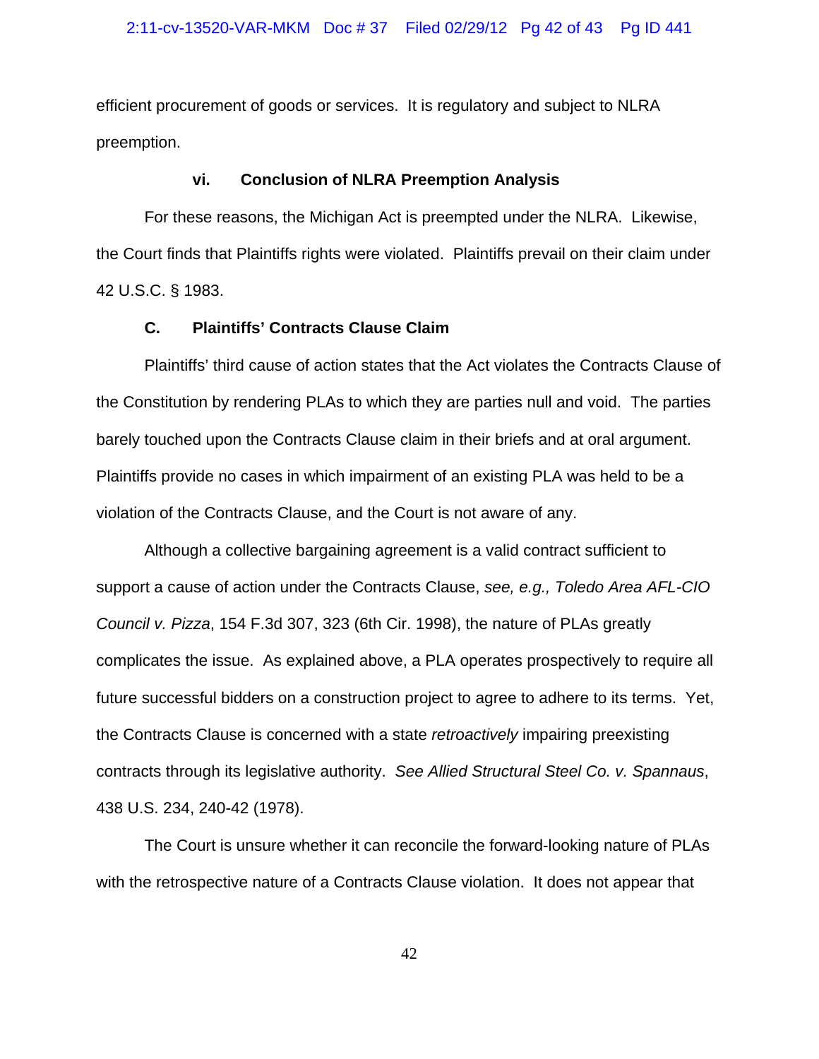efficient procurement of goods or services. It is regulatory and subject to NLRA preemption.

### vi. Conclusion of NLRA Preemption Analysis

For these reasons, the Michigan Act is preempted under the NLRA. Likewise, the Court finds that Plaintiffs rights were violated. Plaintiffs prevail on their claim under 42 U.S.C. § 1983.

## C. Plaintiffs' Contracts Clause Claim

Plaintiffs' third cause of action states that the Act violates the Contracts Clause of the Constitution by rendering PLAs to which they are parties null and void. The parties barely touched upon the Contracts Clause claim in their briefs and at oral argument. Plaintiffs provide no cases in which impairment of an existing PLA was held to be a violation of the Contracts Clause, and the Court is not aware of any.

Although a collective bargaining agreement is a valid contract sufficient to support a cause of action under the Contracts Clause, *see, e.g., Toledo Area AFL-CIO Council v. Pizza*, 154 F.3d 307, 323 (6th Cir. 1998), the nature of PLAs greatly complicates the issue. As explained above, a PLA operates prospectively to require all future successful bidders on a construction project to agree to adhere to its terms. Yet, the Contracts Clause is concerned with a state *retroactively* impairing preexisting contracts through its legislative authority. *See Allied Structural Steel Co. v. Spannaus*, 438 U.S. 234, 240-42 (1978).

The Court is unsure whether it can reconcile the forward-looking nature of PLAs with the retrospective nature of a Contracts Clause violation. It does not appear that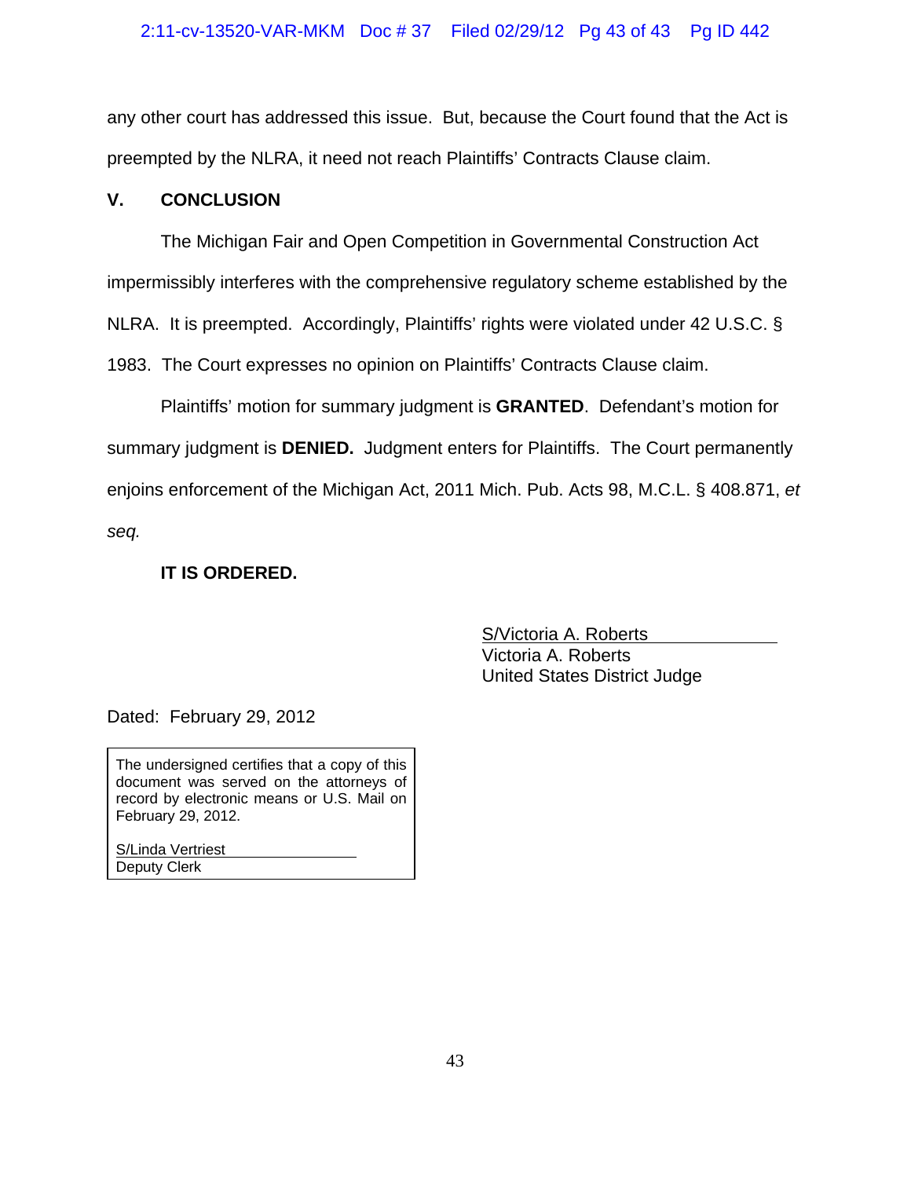any other court has addressed this issue. But, because the Court found that the Act is preempted by the NLRA, it need not reach Plaintiffs' Contracts Clause claim.

## V. CONCLUSION

The Michigan Fair and Open Competition in Governmental Construction Act impermissibly interferes with the comprehensive regulatory scheme established by the NLRA. It is preempted. Accordingly, Plaintiffs' rights were violated under 42 U.S.C. § 1983. The Court expresses no opinion on Plaintiffs' Contracts Clause claim.

Plaintiffs' motion for summary judgment is **GRANTED**. Defendant's motion for summary judgment is **DENIED.** Judgment enters for Plaintiffs. The Court permanently enjoins enforcement of the Michigan Act, 2011 Mich. Pub. Acts 98, M.C.L. § 408.871, *et seq.*

**IT IS ORDERED.**

S/Victoria A. Roberts
Victoria A. Roberts
United States District Judge

Dated: February 29, 2012

The undersigned certifies that a copy of this document was served on the attorneys of record by electronic means or U.S. Mail on February 29, 2012.

S/Linda Vertriest
Deputy Clerk